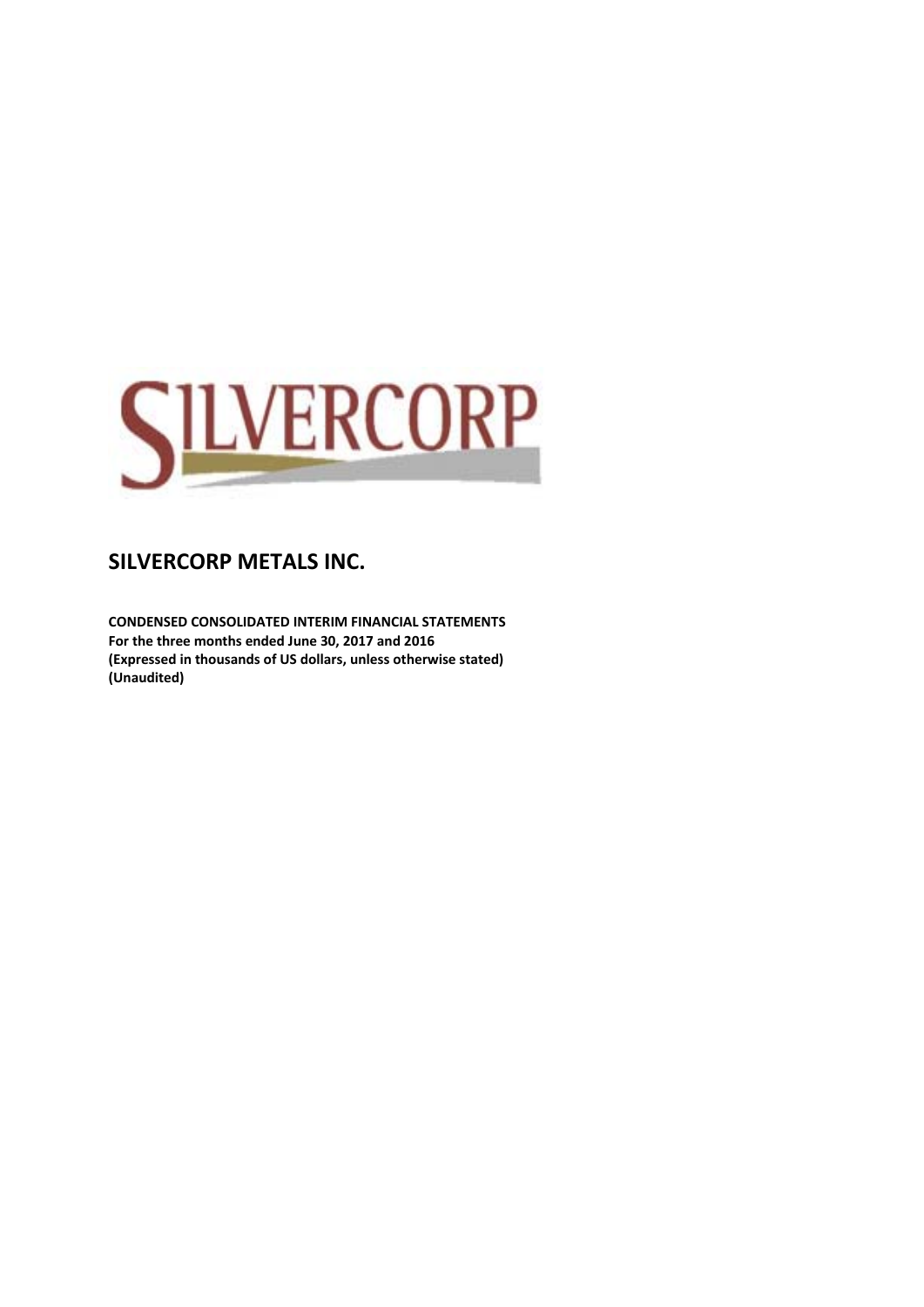SILVERCORP

# SILVERCORP METALS INC.

**CONDENSED CONSOLIDATED INTERIM FINANCIAL STATEMENTS**
**For the three months ended June 30, 2017 and 2016**
**(Expressed in thousands of US dollars, unless otherwise stated)**
**(Unaudited)**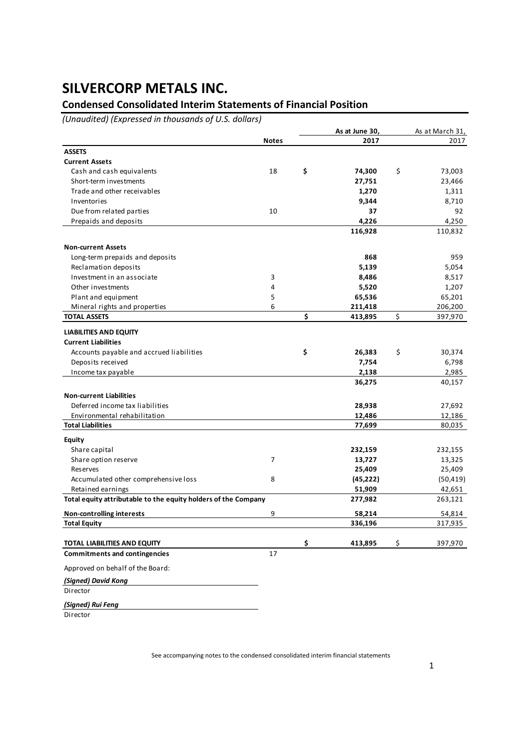# SILVERCORP METALS INC.

## Condensed Consolidated Interim Statements of Financial Position

*(Unaudited) (Expressed in thousands of U.S. dollars)*

| | Notes | As at June 30, 2017 | As at March 31, 2017 |
|---|---|---|---|
| **ASSETS** | | | |
| **Current Assets** | | | |
| Cash and cash equivalents | 18 | $ **74,300** | $ 73,003 |
| Short-term investments | | **27,751** | 23,466 |
| Trade and other receivables | | **1,270** | 1,311 |
| Inventories | | **9,344** | 8,710 |
| Due from related parties | 10 | **37** | 92 |
| Prepaids and deposits | | **4,226** | 4,250 |
| | | **116,928** | 110,832 |
| **Non-current Assets** | | | |
| Long-term prepaids and deposits | | **868** | 959 |
| Reclamation deposits | | **5,139** | 5,054 |
| Investment in an associate | 3 | **8,486** | 8,517 |
| Other investments | 4 | **5,520** | 1,207 |
| Plant and equipment | 5 | **65,536** | 65,201 |
| Mineral rights and properties | 6 | **211,418** | 206,200 |
| **TOTAL ASSETS** | | $ **413,895** | $ 397,970 |
| **LIABILITIES AND EQUITY** | | | |
| **Current Liabilities** | | | |
| Accounts payable and accrued liabilities | | $ **26,383** | $ 30,374 |
| Deposits received | | **7,754** | 6,798 |
| Income tax payable | | **2,138** | 2,985 |
| | | **36,275** | 40,157 |
| **Non-current Liabilities** | | | |
| Deferred income tax liabilities | | **28,938** | 27,692 |
| Environmental rehabilitation | | **12,486** | 12,186 |
| **Total Liabilities** | | **77,699** | 80,035 |
| **Equity** | | | |
| Share capital | | **232,159** | 232,155 |
| Share option reserve | 7 | **13,727** | 13,325 |
| Reserves | | **25,409** | 25,409 |
| Accumulated other comprehensive loss | 8 | **(45,222)** | (50,419) |
| Retained earnings | | **51,909** | 42,651 |
| **Total equity attributable to the equity holders of the Company** | | **277,982** | 263,121 |
| **Non-controlling interests** | 9 | **58,214** | 54,814 |
| **Total Equity** | | **336,196** | 317,935 |
| **TOTAL LIABILITIES AND EQUITY** | | $ **413,895** | $ 397,970 |
| **Commitments and contingencies** | 17 | | |

Approved on behalf of the Board:

***(Signed) David Kong***

Director

***(Signed) Rui Feng***

Director

See accompanying notes to the condensed consolidated interim financial statements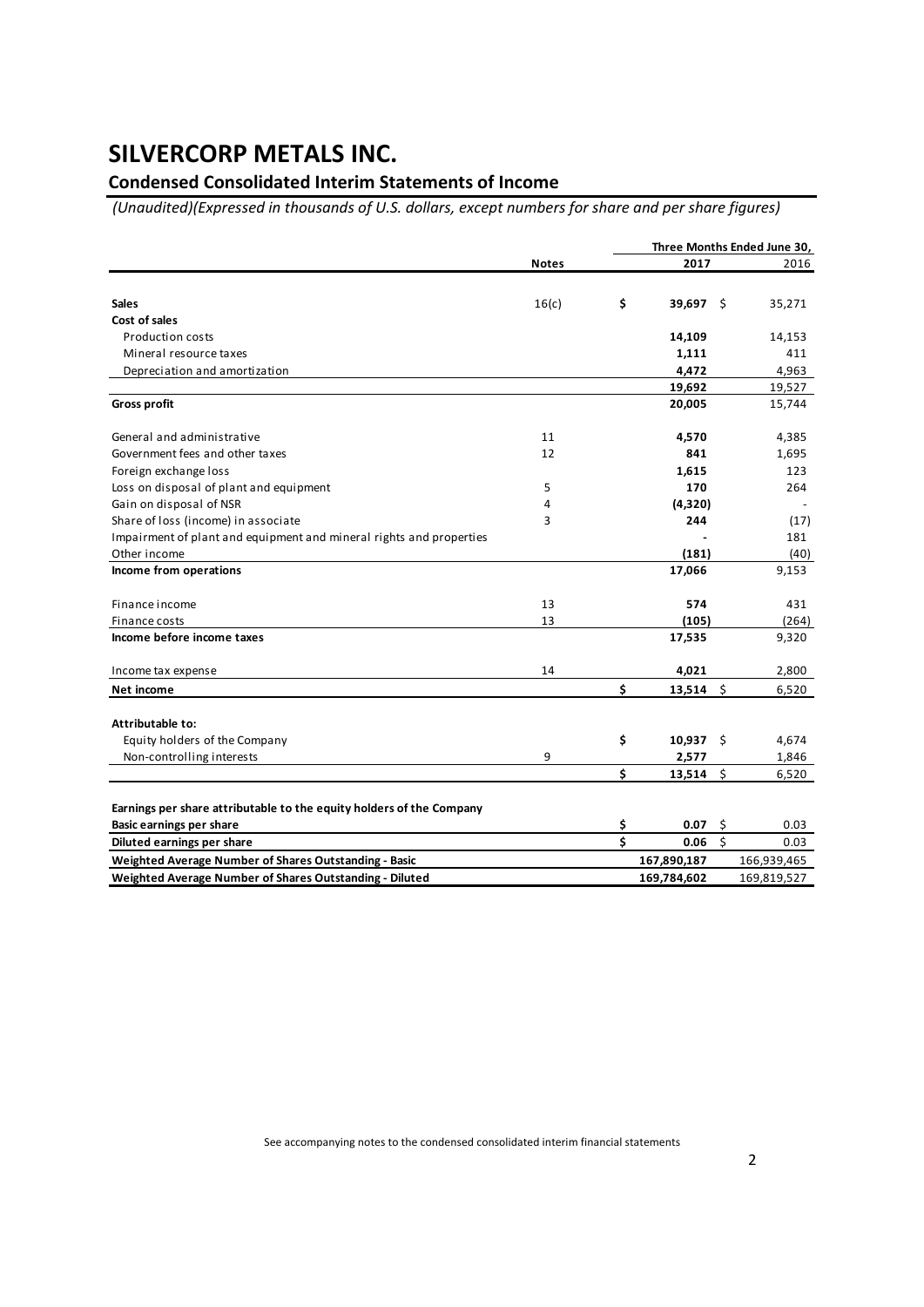# SILVERCORP METALS INC.

## Condensed Consolidated Interim Statements of Income

*(Unaudited)(Expressed in thousands of U.S. dollars, except numbers for share and per share figures)*

| | Notes | Three Months Ended June 30, 2017 | 2016 |
|---|---|---|---|
| **Sales** | 16(c) | $ **39,697** | $ 35,271 |
| **Cost of sales** | | | |
| Production costs | | **14,109** | 14,153 |
| Mineral resource taxes | | **1,111** | 411 |
| Depreciation and amortization | | **4,472** | 4,963 |
| | | **19,692** | 19,527 |
| **Gross profit** | | **20,005** | 15,744 |
| General and administrative | 11 | **4,570** | 4,385 |
| Government fees and other taxes | 12 | **841** | 1,695 |
| Foreign exchange loss | | **1,615** | 123 |
| Loss on disposal of plant and equipment | 5 | **170** | 264 |
| Gain on disposal of NSR | 4 | **(4,320)** | - |
| Share of loss (income) in associate | 3 | **244** | (17) |
| Impairment of plant and equipment and mineral rights and properties | | **-** | 181 |
| Other income | | **(181)** | (40) |
| **Income from operations** | | **17,066** | 9,153 |
| Finance income | 13 | **574** | 431 |
| Finance costs | 13 | **(105)** | (264) |
| **Income before income taxes** | | **17,535** | 9,320 |
| Income tax expense | 14 | **4,021** | 2,800 |
| **Net income** | | $ **13,514** | $ 6,520 |
| **Attributable to:** | | | |
| Equity holders of the Company | | $ **10,937** | $ 4,674 |
| Non-controlling interests | 9 | **2,577** | 1,846 |
| | | $ **13,514** | $ 6,520 |
| **Earnings per share attributable to the equity holders of the Company** | | | |
| **Basic earnings per share** | | $ **0.07** | $ 0.03 |
| **Diluted earnings per share** | | $ **0.06** | $ 0.03 |
| **Weighted Average Number of Shares Outstanding - Basic** | | **167,890,187** | 166,939,465 |
| **Weighted Average Number of Shares Outstanding - Diluted** | | **169,784,602** | 169,819,527 |

See accompanying notes to the condensed consolidated interim financial statements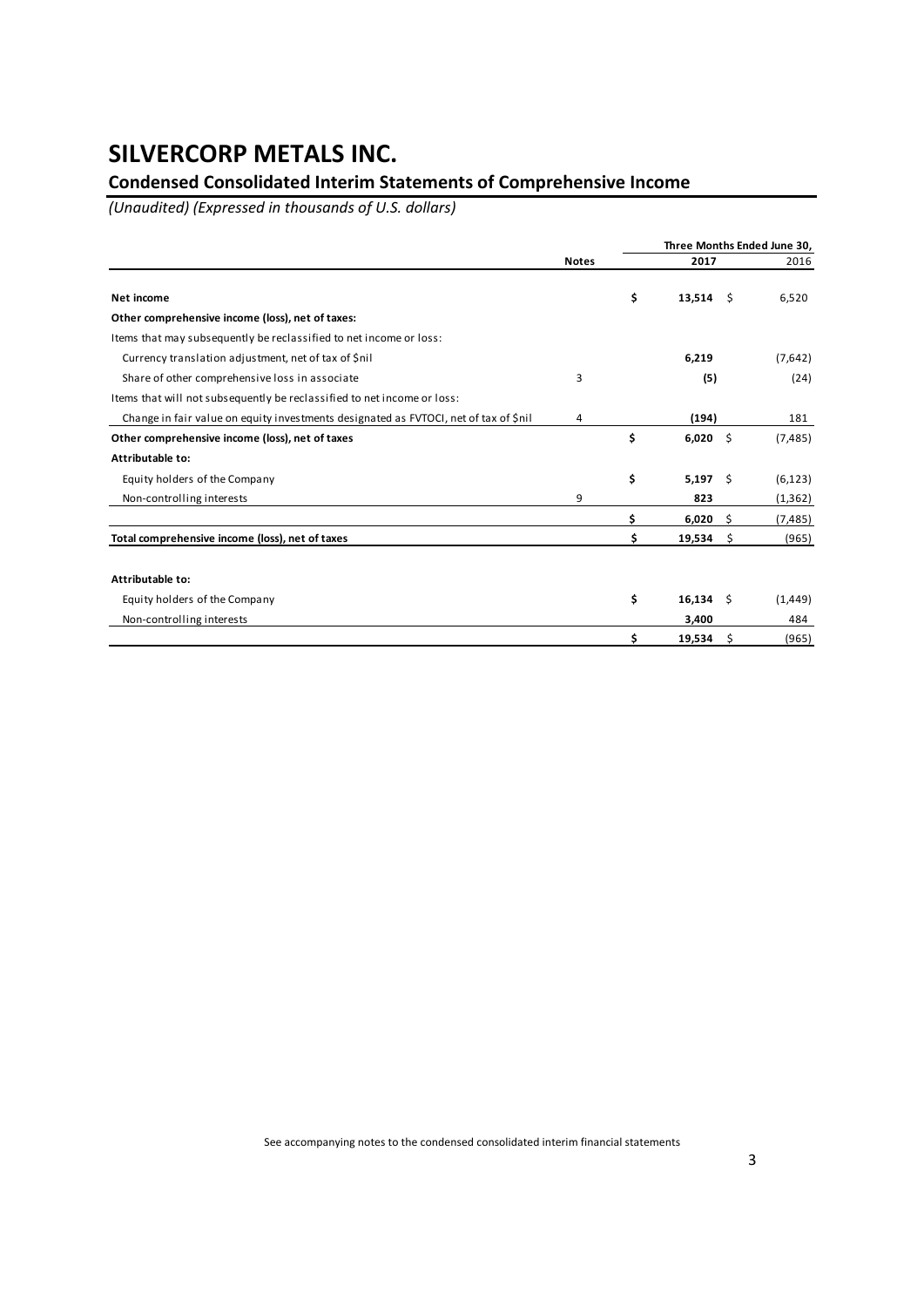# SILVERCORP METALS INC.

## Condensed Consolidated Interim Statements of Comprehensive Income

*(Unaudited) (Expressed in thousands of U.S. dollars)*

| | Notes | Three Months Ended June 30, 2017 | 2016 |
|---|---|---|---|
| **Net income** | | **$ 13,514** | $ 6,520 |
| **Other comprehensive income (loss), net of taxes:** | | | |
| Items that may subsequently be reclassified to net income or loss: | | | |
| Currency translation adjustment, net of tax of $nil | | **6,219** | (7,642) |
| Share of other comprehensive loss in associate | 3 | **(5)** | (24) |
| Items that will not subsequently be reclassified to net income or loss: | | | |
| Change in fair value on equity investments designated as FVTOCI, net of tax of $nil | 4 | **(194)** | 181 |
| **Other comprehensive income (loss), net of taxes** | | **$ 6,020** | $ (7,485) |
| **Attributable to:** | | | |
| Equity holders of the Company | | **$ 5,197** | $ (6,123) |
| Non-controlling interests | 9 | **823** | (1,362) |
| | | **$ 6,020** | $ (7,485) |
| **Total comprehensive income (loss), net of taxes** | | **$ 19,534** | $ (965) |
| | | | |
| **Attributable to:** | | | |
| Equity holders of the Company | | **$ 16,134** | $ (1,449) |
| Non-controlling interests | | **3,400** | 484 |
| | | **$ 19,534** | $ (965) |

See accompanying notes to the condensed consolidated interim financial statements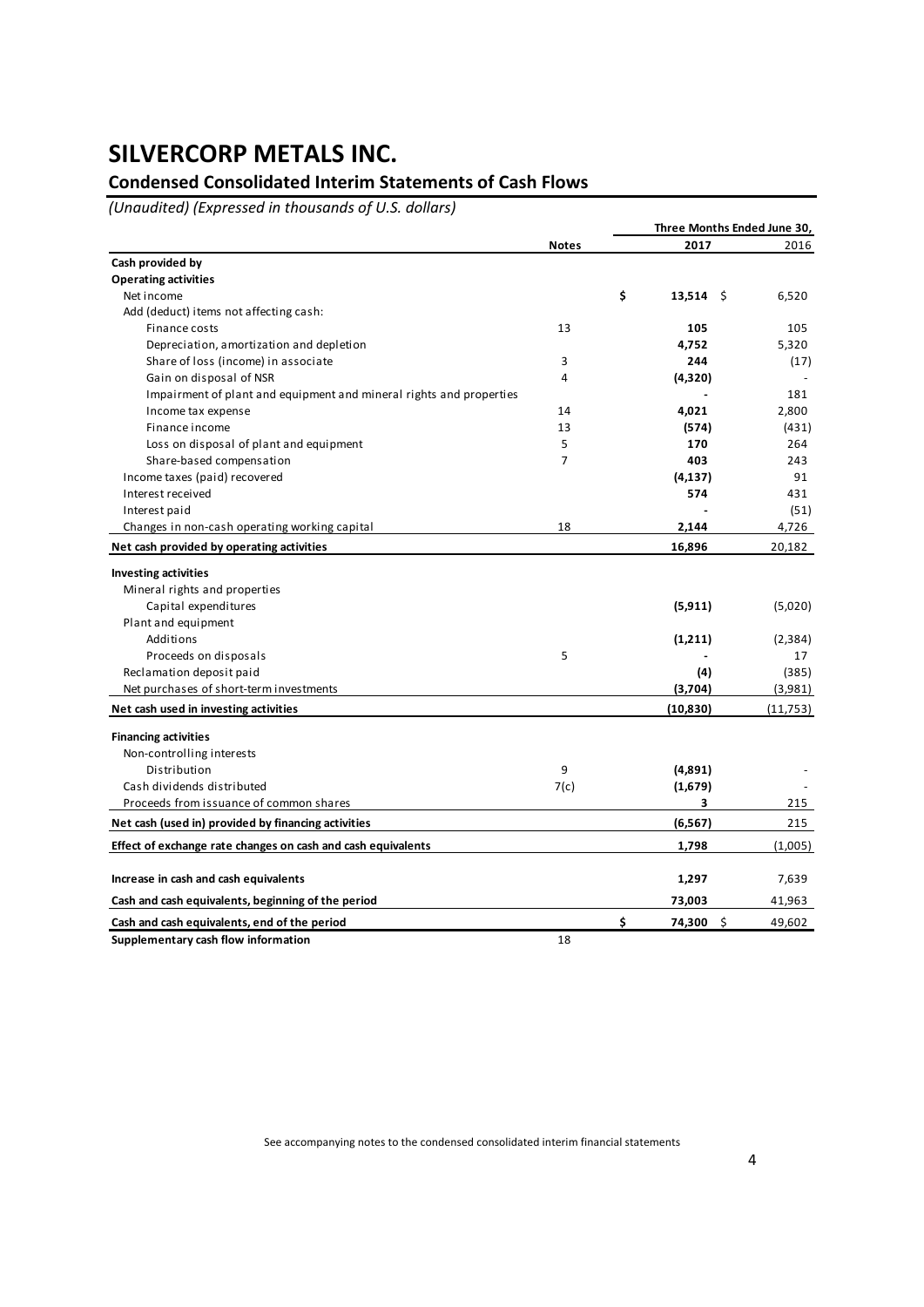# SILVERCORP METALS INC.

## Condensed Consolidated Interim Statements of Cash Flows

*(Unaudited) (Expressed in thousands of U.S. dollars)*

| | Notes | Three Months Ended June 30, 2017 | 2016 |
|---|---|---|---|
| **Cash provided by** | | | |
| **Operating activities** | | | |
| Net income | | **$ 13,514** | $ 6,520 |
| Add (deduct) items not affecting cash: | | | |
| Finance costs | 13 | **105** | 105 |
| Depreciation, amortization and depletion | | **4,752** | 5,320 |
| Share of loss (income) in associate | 3 | **244** | (17) |
| Gain on disposal of NSR | 4 | **(4,320)** | - |
| Impairment of plant and equipment and mineral rights and properties | | **-** | 181 |
| Income tax expense | 14 | **4,021** | 2,800 |
| Finance income | 13 | **(574)** | (431) |
| Loss on disposal of plant and equipment | 5 | **170** | 264 |
| Share-based compensation | 7 | **403** | 243 |
| Income taxes (paid) recovered | | **(4,137)** | 91 |
| Interest received | | **574** | 431 |
| Interest paid | | **-** | (51) |
| Changes in non-cash operating working capital | 18 | **2,144** | 4,726 |
| **Net cash provided by operating activities** | | **16,896** | 20,182 |
| **Investing activities** | | | |
| Mineral rights and properties | | | |
| Capital expenditures | | **(5,911)** | (5,020) |
| Plant and equipment | | | |
| Additions | | **(1,211)** | (2,384) |
| Proceeds on disposals | 5 | **-** | 17 |
| Reclamation deposit paid | | **(4)** | (385) |
| Net purchases of short-term investments | | **(3,704)** | (3,981) |
| **Net cash used in investing activities** | | **(10,830)** | (11,753) |
| **Financing activities** | | | |
| Non-controlling interests | | | |
| Distribution | 9 | **(4,891)** | - |
| Cash dividends distributed | 7(c) | **(1,679)** | - |
| Proceeds from issuance of common shares | | **3** | 215 |
| **Net cash (used in) provided by financing activities** | | **(6,567)** | 215 |
| **Effect of exchange rate changes on cash and cash equivalents** | | **1,798** | (1,005) |
| **Increase in cash and cash equivalents** | | **1,297** | 7,639 |
| **Cash and cash equivalents, beginning of the period** | | **73,003** | 41,963 |
| **Cash and cash equivalents, end of the period** | | **$ 74,300** | $ 49,602 |
| **Supplementary cash flow information** | 18 | | |

See accompanying notes to the condensed consolidated interim financial statements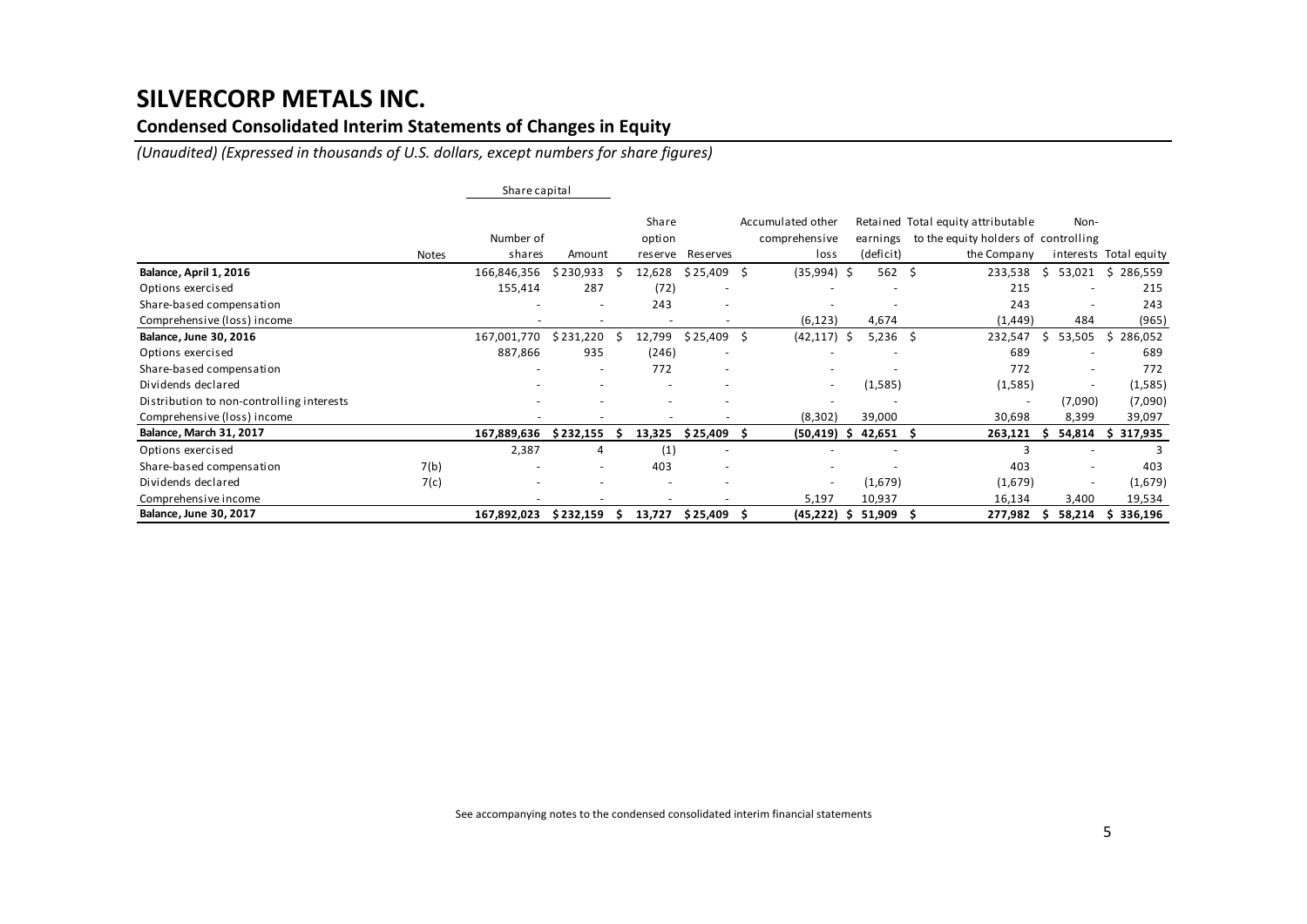# SILVERCORP METALS INC.

## Condensed Consolidated Interim Statements of Changes in Equity

*(Unaudited) (Expressed in thousands of U.S. dollars, except numbers for share figures)*

| | Notes | Share capital | | Share option reserve | Reserves | Accumulated other comprehensive loss | Retained earnings (deficit) | Total equity attributable to the equity holders of the Company | Non-controlling interests | Total equity |
|---|---|---|---|---|---|---|---|---|---|---|
| | | Number of shares | Amount | | | | | | | |
| **Balance, April 1, 2016** | | 166,846,356 | $ 230,933 | $ 12,628 | $ 25,409 | $ (35,994) | $ 562 | $ 233,538 | $ 53,021 | $ 286,559 |
| Options exercised | | 155,414 | 287 | (72) | - | - | - | 215 | - | 215 |
| Share-based compensation | | - | - | 243 | - | - | - | 243 | - | 243 |
| Comprehensive (loss) income | | - | - | - | - | (6,123) | 4,674 | (1,449) | 484 | (965) |
| **Balance, June 30, 2016** | | 167,001,770 | $ 231,220 | $ 12,799 | $ 25,409 | $ (42,117) | $ 5,236 | $ 232,547 | $ 53,505 | $ 286,052 |
| Options exercised | | 887,866 | 935 | (246) | - | - | - | 689 | - | 689 |
| Share-based compensation | | - | - | 772 | - | - | - | 772 | - | 772 |
| Dividends declared | | - | - | - | - | - | (1,585) | (1,585) | - | (1,585) |
| Distribution to non-controlling interests | | - | - | - | - | - | - | - | (7,090) | (7,090) |
| Comprehensive (loss) income | | - | - | - | - | (8,302) | 39,000 | 30,698 | 8,399 | 39,097 |
| **Balance, March 31, 2017** | | **167,889,636** | **$ 232,155** | **$ 13,325** | **$ 25,409** | **$ (50,419)** | **$ 42,651** | **$ 263,121** | **$ 54,814** | **$ 317,935** |
| Options exercised | | 2,387 | 4 | (1) | - | - | - | 3 | - | 3 |
| Share-based compensation | 7(b) | - | - | 403 | - | - | - | 403 | - | 403 |
| Dividends declared | 7(c) | - | - | - | - | - | (1,679) | (1,679) | - | (1,679) |
| Comprehensive income | | - | - | - | - | 5,197 | 10,937 | 16,134 | 3,400 | 19,534 |
| **Balance, June 30, 2017** | | **167,892,023** | **$ 232,159** | **$ 13,727** | **$ 25,409** | **$ (45,222)** | **$ 51,909** | **$ 277,982** | **$ 58,214** | **$ 336,196** |

See accompanying notes to the condensed consolidated interim financial statements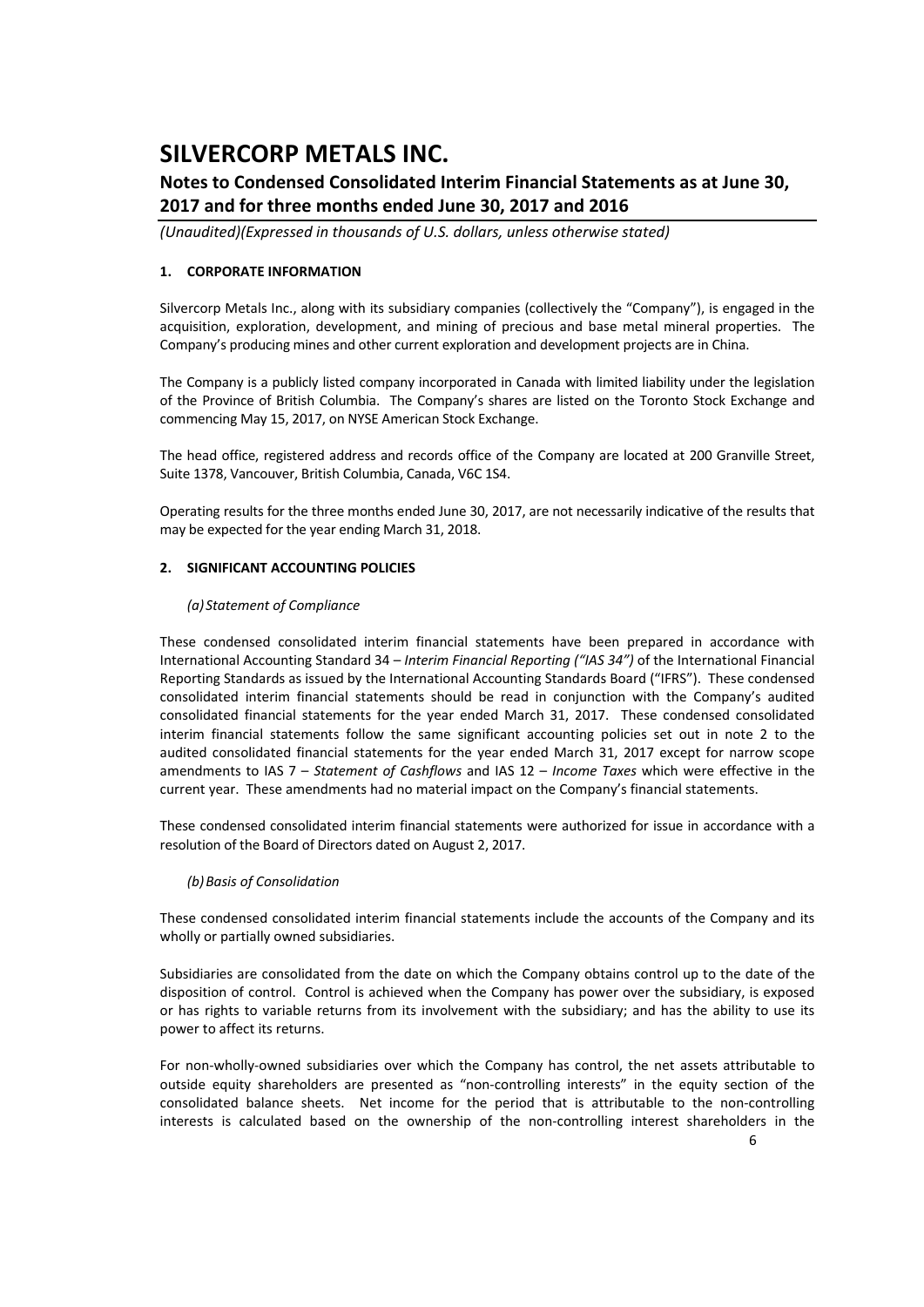# SILVERCORP METALS INC.

## Notes to Condensed Consolidated Interim Financial Statements as at June 30, 2017 and for three months ended June 30, 2017 and 2016

*(Unaudited)(Expressed in thousands of U.S. dollars, unless otherwise stated)*

### 1. CORPORATE INFORMATION

Silvercorp Metals Inc., along with its subsidiary companies (collectively the "Company"), is engaged in the acquisition, exploration, development, and mining of precious and base metal mineral properties. The Company's producing mines and other current exploration and development projects are in China.

The Company is a publicly listed company incorporated in Canada with limited liability under the legislation of the Province of British Columbia. The Company's shares are listed on the Toronto Stock Exchange and commencing May 15, 2017, on NYSE American Stock Exchange.

The head office, registered address and records office of the Company are located at 200 Granville Street, Suite 1378, Vancouver, British Columbia, Canada, V6C 1S4.

Operating results for the three months ended June 30, 2017, are not necessarily indicative of the results that may be expected for the year ending March 31, 2018.

### 2. SIGNIFICANT ACCOUNTING POLICIES

*(a) Statement of Compliance*

These condensed consolidated interim financial statements have been prepared in accordance with International Accounting Standard 34 – *Interim Financial Reporting ("IAS 34")* of the International Financial Reporting Standards as issued by the International Accounting Standards Board ("IFRS"). These condensed consolidated interim financial statements should be read in conjunction with the Company's audited consolidated financial statements for the year ended March 31, 2017. These condensed consolidated interim financial statements follow the same significant accounting policies set out in note 2 to the audited consolidated financial statements for the year ended March 31, 2017 except for narrow scope amendments to IAS 7 – *Statement of Cashflows* and IAS 12 – *Income Taxes* which were effective in the current year. These amendments had no material impact on the Company's financial statements.

These condensed consolidated interim financial statements were authorized for issue in accordance with a resolution of the Board of Directors dated on August 2, 2017.

*(b) Basis of Consolidation*

These condensed consolidated interim financial statements include the accounts of the Company and its wholly or partially owned subsidiaries.

Subsidiaries are consolidated from the date on which the Company obtains control up to the date of the disposition of control. Control is achieved when the Company has power over the subsidiary, is exposed or has rights to variable returns from its involvement with the subsidiary; and has the ability to use its power to affect its returns.

For non-wholly-owned subsidiaries over which the Company has control, the net assets attributable to outside equity shareholders are presented as "non-controlling interests" in the equity section of the consolidated balance sheets. Net income for the period that is attributable to the non-controlling interests is calculated based on the ownership of the non-controlling interest shareholders in the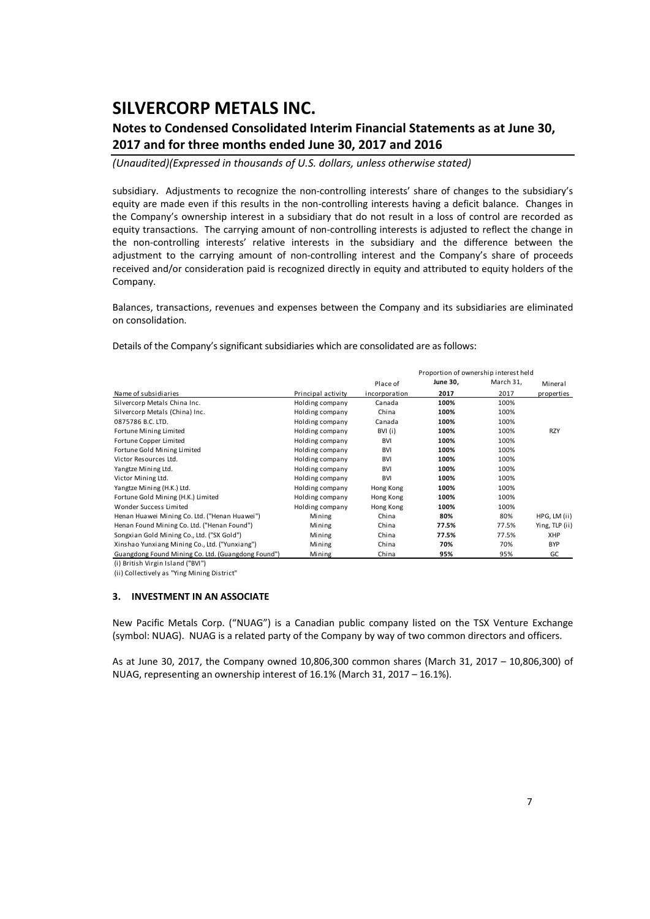subsidiary. Adjustments to recognize the non-controlling interests' share of changes to the subsidiary's equity are made even if this results in the non-controlling interests having a deficit balance. Changes in the Company's ownership interest in a subsidiary that do not result in a loss of control are recorded as equity transactions. The carrying amount of non-controlling interests is adjusted to reflect the change in the non-controlling interests' relative interests in the subsidiary and the difference between the adjustment to the carrying amount of non-controlling interest and the Company's share of proceeds received and/or consideration paid is recognized directly in equity and attributed to equity holders of the Company.

Balances, transactions, revenues and expenses between the Company and its subsidiaries are eliminated on consolidation.

Details of the Company's significant subsidiaries which are consolidated are as follows:

| | | | Proportion of ownership interest held | | |
|---|---|---|---|---|---|
| | | Place of | **June 30,** | March 31, | Mineral |
| Name of subsidiaries | Principal activity | incorporation | **2017** | 2017 | properties |
| Silvercorp Metals China Inc. | Holding company | Canada | **100%** | 100% | |
| Silvercorp Metals (China) Inc. | Holding company | China | **100%** | 100% | |
| 0875786 B.C. LTD. | Holding company | Canada | **100%** | 100% | |
| Fortune Mining Limited | Holding company | BVI (i) | **100%** | 100% | RZY |
| Fortune Copper Limited | Holding company | BVI | **100%** | 100% | |
| Fortune Gold Mining Limited | Holding company | BVI | **100%** | 100% | |
| Victor Resources Ltd. | Holding company | BVI | **100%** | 100% | |
| Yangtze Mining Ltd. | Holding company | BVI | **100%** | 100% | |
| Victor Mining Ltd. | Holding company | BVI | **100%** | 100% | |
| Yangtze Mining (H.K.) Ltd. | Holding company | Hong Kong | **100%** | 100% | |
| Fortune Gold Mining (H.K.) Limited | Holding company | Hong Kong | **100%** | 100% | |
| Wonder Success Limited | Holding company | Hong Kong | **100%** | 100% | |
| Henan Huawei Mining Co. Ltd. ("Henan Huawei") | Mining | China | **80%** | 80% | HPG, LM (ii) |
| Henan Found Mining Co. Ltd. ("Henan Found") | Mining | China | **77.5%** | 77.5% | Ying, TLP (ii) |
| Songxian Gold Mining Co., Ltd. ("SX Gold") | Mining | China | **77.5%** | 77.5% | XHP |
| Xinshao Yunxiang Mining Co., Ltd. ("Yunxiang") | Mining | China | **70%** | 70% | BYP |
| Guangdong Found Mining Co. Ltd. (Guangdong Found") | Mining | China | **95%** | 95% | GC |

(i) British Virgin Island ("BVI")

(ii) Collectively as "Ying Mining District"

### 3. INVESTMENT IN AN ASSOCIATE

New Pacific Metals Corp. ("NUAG") is a Canadian public company listed on the TSX Venture Exchange (symbol: NUAG). NUAG is a related party of the Company by way of two common directors and officers.

As at June 30, 2017, the Company owned 10,806,300 common shares (March 31, 2017 – 10,806,300) of NUAG, representing an ownership interest of 16.1% (March 31, 2017 – 16.1%).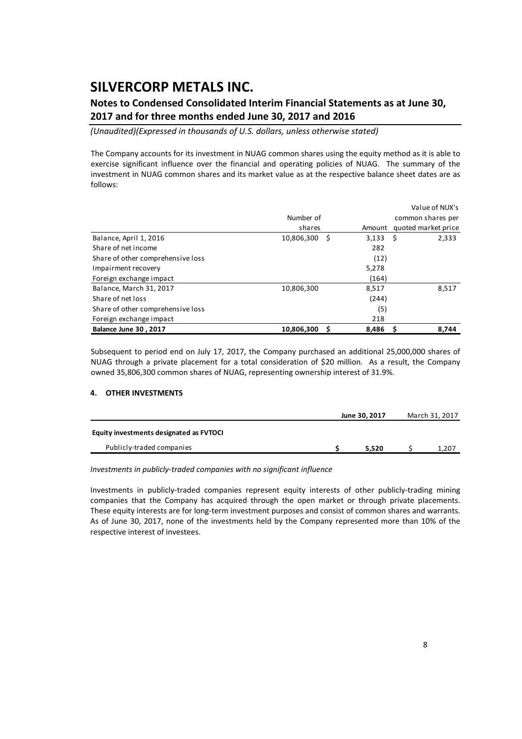# SILVERCORP METALS INC.

## Notes to Condensed Consolidated Interim Financial Statements as at June 30, 2017 and for three months ended June 30, 2017 and 2016

*(Unaudited)(Expressed in thousands of U.S. dollars, unless otherwise stated)*

The Company accounts for its investment in NUAG common shares using the equity method as it is able to exercise significant influence over the financial and operating policies of NUAG. The summary of the investment in NUAG common shares and its market value as at the respective balance sheet dates are as follows:

| | Number of shares | Amount | Value of NUX's common shares per quoted market price |
|---|---|---|---|
| Balance, April 1, 2016 | 10,806,300 | $ 3,133 | $ 2,333 |
| Share of net income | | 282 | |
| Share of other comprehensive loss | | (12) | |
| Impairment recovery | | 5,278 | |
| Foreign exchange impact | | (164) | |
| Balance, March 31, 2017 | 10,806,300 | 8,517 | 8,517 |
| Share of net loss | | (244) | |
| Share of other comprehensive loss | | (5) | |
| Foreign exchange impact | | 218 | |
| **Balance June 30 , 2017** | **10,806,300** | **$ 8,486** | **$ 8,744** |

Subsequent to period end on July 17, 2017, the Company purchased an additional 25,000,000 shares of NUAG through a private placement for a total consideration of $20 million. As a result, the Company owned 35,806,300 common shares of NUAG, representing ownership interest of 31.9%.

### 4. OTHER INVESTMENTS

| | June 30, 2017 | March 31, 2017 |
|---|---|---|
| **Equity investments designated as FVTOCI** | | |
| Publicly-traded companies | $ 5,520 | $ 1,207 |

*Investments in publicly-traded companies with no significant influence*

Investments in publicly-traded companies represent equity interests of other publicly-trading mining companies that the Company has acquired through the open market or through private placements. These equity interests are for long-term investment purposes and consist of common shares and warrants. As of June 30, 2017, none of the investments held by the Company represented more than 10% of the respective interest of investees.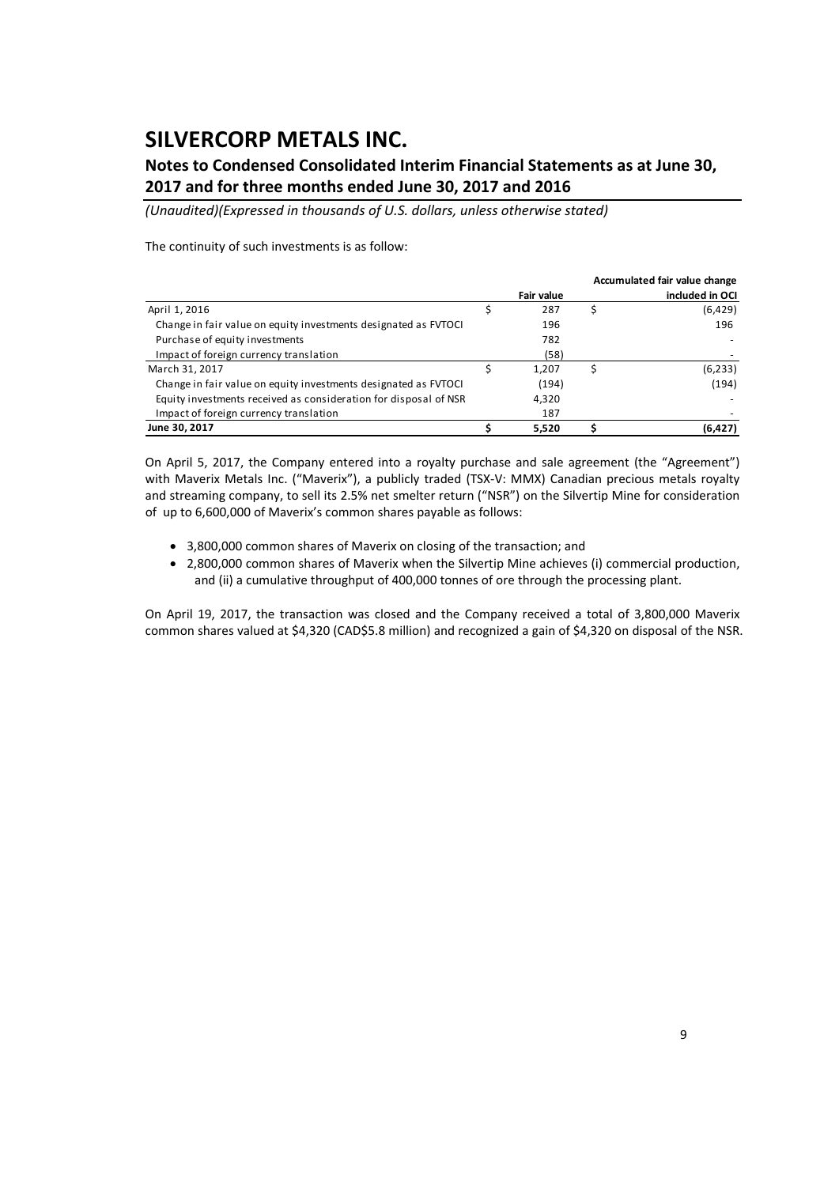The continuity of such investments is as follow:

| | Fair value | Accumulated fair value change included in OCI |
|---|---|---|
| April 1, 2016 | $ 287 | $ (6,429) |
| Change in fair value on equity investments designated as FVTOCI | 196 | 196 |
| Purchase of equity investments | 782 | - |
| Impact of foreign currency translation | (58) | - |
| March 31, 2017 | $ 1,207 | $ (6,233) |
| Change in fair value on equity investments designated as FVTOCI | (194) | (194) |
| Equity investments received as consideration for disposal of NSR | 4,320 | - |
| Impact of foreign currency translation | 187 | - |
| **June 30, 2017** | **$ 5,520** | **$ (6,427)** |

On April 5, 2017, the Company entered into a royalty purchase and sale agreement (the "Agreement") with Maverix Metals Inc. ("Maverix"), a publicly traded (TSX-V: MMX) Canadian precious metals royalty and streaming company, to sell its 2.5% net smelter return ("NSR") on the Silvertip Mine for consideration of up to 6,600,000 of Maverix's common shares payable as follows:

- 3,800,000 common shares of Maverix on closing of the transaction; and
- 2,800,000 common shares of Maverix when the Silvertip Mine achieves (i) commercial production, and (ii) a cumulative throughput of 400,000 tonnes of ore through the processing plant.

On April 19, 2017, the transaction was closed and the Company received a total of 3,800,000 Maverix common shares valued at $4,320 (CAD$5.8 million) and recognized a gain of $4,320 on disposal of the NSR.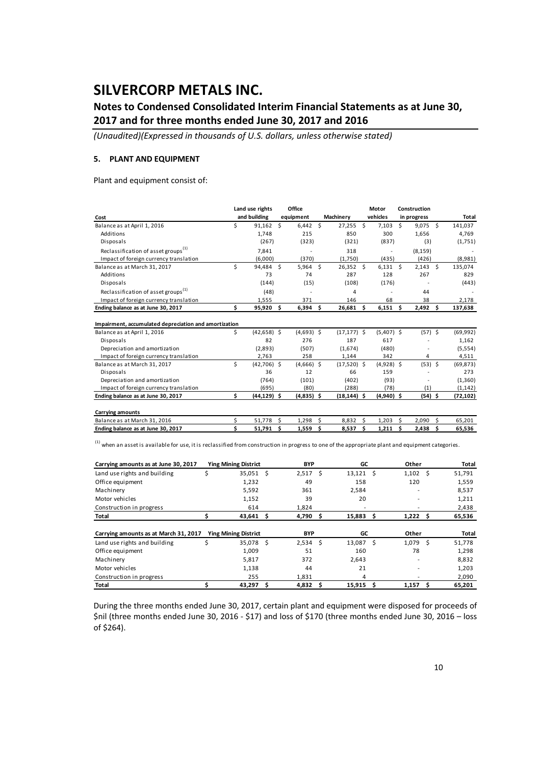# SILVERCORP METALS INC.

## Notes to Condensed Consolidated Interim Financial Statements as at June 30, 2017 and for three months ended June 30, 2017 and 2016

*(Unaudited)(Expressed in thousands of U.S. dollars, unless otherwise stated)*

### 5. PLANT AND EQUIPMENT

Plant and equipment consist of:

| Cost | Land use rights and building | Office equipment | Machinery | Motor vehicles | Construction in progress | Total |
|---|---|---|---|---|---|---|
| Balance as at April 1, 2016 | $ 91,162 | $ 6,442 | $ 27,255 | $ 7,103 | $ 9,075 | $ 141,037 |
| Additions | 1,748 | 215 | 850 | 300 | 1,656 | 4,769 |
| Disposals | (267) | (323) | (321) | (837) | (3) | (1,751) |
| Reclassification of asset groups[(1)] | 7,841 | - | 318 | - | (8,159) | - |
| Impact of foreign currency translation | (6,000) | (370) | (1,750) | (435) | (426) | (8,981) |
| Balance as at March 31, 2017 | $ 94,484 | $ 5,964 | $ 26,352 | $ 6,131 | $ 2,143 | $ 135,074 |
| Additions | 73 | 74 | 287 | 128 | 267 | 829 |
| Disposals | (144) | (15) | (108) | (176) | - | (443) |
| Reclassification of asset groups[(1)] | (48) | - | 4 | - | 44 | - |
| Impact of foreign currency translation | 1,555 | 371 | 146 | 68 | 38 | 2,178 |
| **Ending balance as at June 30, 2017** | **$ 95,920** | **$ 6,394** | **$ 26,681** | **$ 6,151** | **$ 2,492** | **$ 137,638** |
| **Impairment, accumulated depreciation and amortization** | | | | | | |
| Balance as at April 1, 2016 | $ (42,658) | $ (4,693) | $ (17,177) | $ (5,407) | $ (57) | $ (69,992) |
| Disposals | 82 | 276 | 187 | 617 | - | 1,162 |
| Depreciation and amortization | (2,893) | (507) | (1,674) | (480) | - | (5,554) |
| Impact of foreign currency translation | 2,763 | 258 | 1,144 | 342 | 4 | 4,511 |
| Balance as at March 31, 2017 | $ (42,706) | $ (4,666) | $ (17,520) | $ (4,928) | $ (53) | $ (69,873) |
| Disposals | 36 | 12 | 66 | 159 | - | 273 |
| Depreciation and amortization | (764) | (101) | (402) | (93) | - | (1,360) |
| Impact of foreign currency translation | (695) | (80) | (288) | (78) | (1) | (1,142) |
| **Ending balance as at June 30, 2017** | **$ (44,129)** | **$ (4,835)** | **$ (18,144)** | **$ (4,940)** | **$ (54)** | **$ (72,102)** |
| **Carrying amounts** | | | | | | |
| Balance as at March 31, 2016 | $ 51,778 | $ 1,298 | $ 8,832 | $ 1,203 | $ 2,090 | $ 65,201 |
| **Ending balance as at June 30, 2017** | **$ 51,791** | **$ 1,559** | **$ 8,537** | **$ 1,211** | **$ 2,438** | **$ 65,536** |

[(1)] when an asset is available for use, it is reclassified from construction in progress to one of the appropriate plant and equipment categories.

| Carrying amounts as at June 30, 2017 | Ying Mining District | BYP | GC | Other | Total |
|---|---|---|---|---|---|
| Land use rights and building | $ 35,051 | $ 2,517 | $ 13,121 | $ 1,102 | $ 51,791 |
| Office equipment | 1,232 | 49 | 158 | 120 | 1,559 |
| Machinery | 5,592 | 361 | 2,584 | - | 8,537 |
| Motor vehicles | 1,152 | 39 | 20 | - | 1,211 |
| Construction in progress | 614 | 1,824 | - | - | 2,438 |
| **Total** | **$ 43,641** | **$ 4,790** | **$ 15,883** | **$ 1,222** | **$ 65,536** |

| Carrying amounts as at March 31, 2017 | Ying Mining District | BYP | GC | Other | Total |
|---|---|---|---|---|---|
| Land use rights and building | $ 35,078 | $ 2,534 | $ 13,087 | $ 1,079 | $ 51,778 |
| Office equipment | 1,009 | 51 | 160 | 78 | 1,298 |
| Machinery | 5,817 | 372 | 2,643 | - | 8,832 |
| Motor vehicles | 1,138 | 44 | 21 | - | 1,203 |
| Construction in progress | 255 | 1,831 | 4 | - | 2,090 |
| **Total** | **$ 43,297** | **$ 4,832** | **$ 15,915** | **$ 1,157** | **$ 65,201** |

During the three months ended June 30, 2017, certain plant and equipment were disposed for proceeds of $nil (three months ended June 30, 2016 - $17) and loss of $170 (three months ended June 30, 2016 – loss of $264).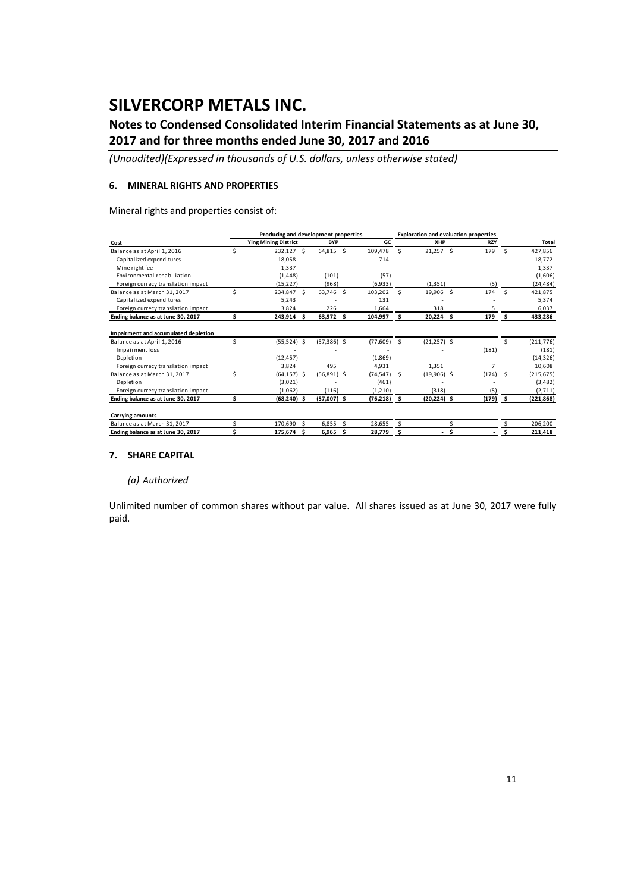# SILVERCORP METALS INC.

## Notes to Condensed Consolidated Interim Financial Statements as at June 30, 2017 and for three months ended June 30, 2017 and 2016

*(Unaudited)(Expressed in thousands of U.S. dollars, unless otherwise stated)*

### 6. MINERAL RIGHTS AND PROPERTIES

Mineral rights and properties consist of:

| | Producing and development properties | | | Exploration and evaluation properties | | |
|---|---|---|---|---|---|---|
| **Cost** | **Ying Mining District** | **BYP** | **GC** | **XHP** | **RZY** | **Total** |
| Balance as at April 1, 2016 | $ 232,127 | $ 64,815 | $ 109,478 | $ 21,257 | $ 179 | $ 427,856 |
| Capitalized expenditures | 18,058 | - | 714 | - | - | 18,772 |
| Mine right fee | 1,337 | - | - | - | - | 1,337 |
| Environmental rehabiliation | (1,448) | (101) | (57) | - | - | (1,606) |
| Foreign currecy translation impact | (15,227) | (968) | (6,933) | (1,351) | (5) | (24,484) |
| Balance as at March 31, 2017 | $ 234,847 | $ 63,746 | $ 103,202 | $ 19,906 | $ 174 | $ 421,875 |
| Capitalized expenditures | 5,243 | - | 131 | - | - | 5,374 |
| Foreign currecy translation impact | 3,824 | 226 | 1,664 | 318 | 5 | 6,037 |
| **Ending balance as at June 30, 2017** | **$ 243,914** | **$ 63,972** | **$ 104,997** | **$ 20,224** | **$ 179** | **$ 433,286** |
| | | | | | | |
| **Impairment and accumulated depletion** | | | | | | |
| Balance as at April 1, 2016 | $ (55,524) | $ (57,386) | $ (77,609) | $ (21,257) | $ - | $ (211,776) |
| Impairment loss | - | - | - | - | (181) | (181) |
| Depletion | (12,457) | - | (1,869) | - | - | (14,326) |
| Foreign currecy translation impact | 3,824 | 495 | 4,931 | 1,351 | 7 | 10,608 |
| Balance as at March 31, 2017 | $ (64,157) | $ (56,891) | $ (74,547) | $ (19,906) | $ (174) | $ (215,675) |
| Depletion | (3,021) | - | (461) | - | - | (3,482) |
| Foreign currecy translation impact | (1,062) | (116) | (1,210) | (318) | (5) | (2,711) |
| **Ending balance as at June 30, 2017** | **$ (68,240)** | **$ (57,007)** | **$ (76,218)** | **$ (20,224)** | **$ (179)** | **$ (221,868)** |
| | | | | | | |
| **Carrying amounts** | | | | | | |
| Balance as at March 31, 2017 | $ 170,690 | $ 6,855 | $ 28,655 | $ - | $ - | $ 206,200 |
| **Ending balance as at June 30, 2017** | **$ 175,674** | **$ 6,965** | **$ 28,779** | **$ -** | **$ -** | **$ 211,418** |

### 7. SHARE CAPITAL

*(a) Authorized*

Unlimited number of common shares without par value. All shares issued as at June 30, 2017 were fully paid.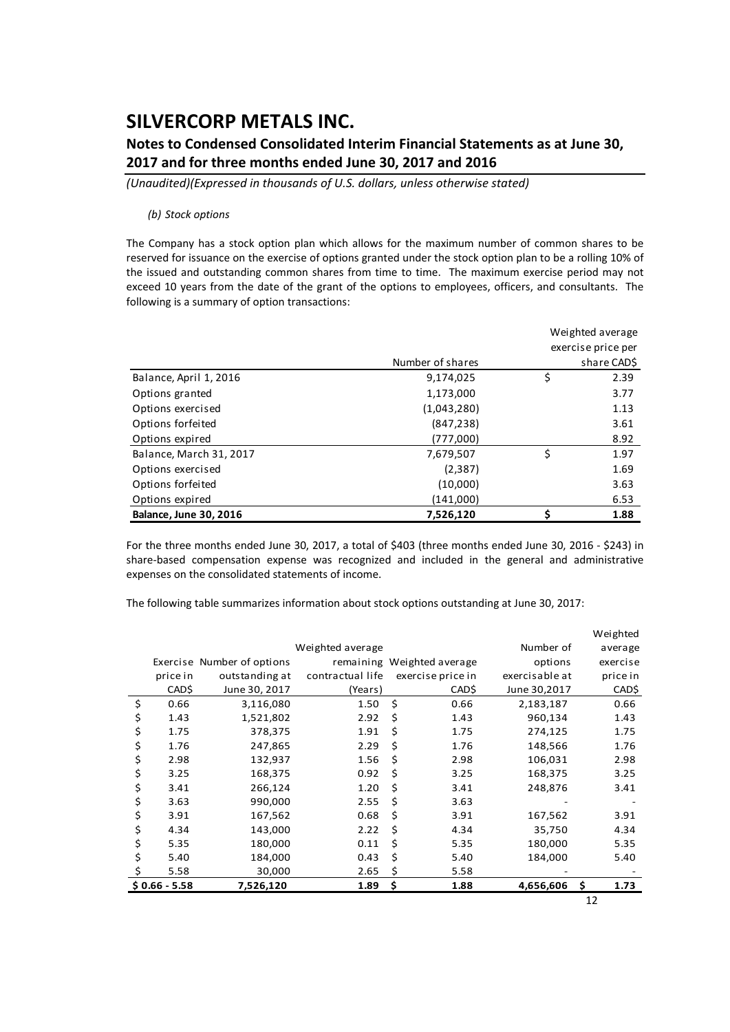*(b) Stock options*

The Company has a stock option plan which allows for the maximum number of common shares to be reserved for issuance on the exercise of options granted under the stock option plan to be a rolling 10% of the issued and outstanding common shares from time to time. The maximum exercise period may not exceed 10 years from the date of the grant of the options to employees, officers, and consultants. The following is a summary of option transactions:

| | Number of shares | Weighted average exercise price per share CAD$ |
|---|---|---|
| Balance, April 1, 2016 | 9,174,025 | $ 2.39 |
| Options granted | 1,173,000 | 3.77 |
| Options exercised | (1,043,280) | 1.13 |
| Options forfeited | (847,238) | 3.61 |
| Options expired | (777,000) | 8.92 |
| Balance, March 31, 2017 | 7,679,507 | $ 1.97 |
| Options exercised | (2,387) | 1.69 |
| Options forfeited | (10,000) | 3.63 |
| Options expired | (141,000) | 6.53 |
| **Balance, June 30, 2016** | **7,526,120** | **$ 1.88** |

For the three months ended June 30, 2017, a total of $403 (three months ended June 30, 2016 - $243) in share-based compensation expense was recognized and included in the general and administrative expenses on the consolidated statements of income.

The following table summarizes information about stock options outstanding at June 30, 2017:

| Exercise price in CAD$ | Number of options outstanding at June 30, 2017 | Weighted average remaining contractual life (Years) | Weighted average exercise price in CAD$ | Number of options exercisable at June 30,2017 | Weighted average exercise price in CAD$ |
|---|---|---|---|---|---|
| $ 0.66 | 3,116,080 | 1.50 | $ 0.66 | 2,183,187 | 0.66 |
| $ 1.43 | 1,521,802 | 2.92 | $ 1.43 | 960,134 | 1.43 |
| $ 1.75 | 378,375 | 1.91 | $ 1.75 | 274,125 | 1.75 |
| $ 1.76 | 247,865 | 2.29 | $ 1.76 | 148,566 | 1.76 |
| $ 2.98 | 132,937 | 1.56 | $ 2.98 | 106,031 | 2.98 |
| $ 3.25 | 168,375 | 0.92 | $ 3.25 | 168,375 | 3.25 |
| $ 3.41 | 266,124 | 1.20 | $ 3.41 | 248,876 | 3.41 |
| $ 3.63 | 990,000 | 2.55 | $ 3.63 | - | - |
| $ 3.91 | 167,562 | 0.68 | $ 3.91 | 167,562 | 3.91 |
| $ 4.34 | 143,000 | 2.22 | $ 4.34 | 35,750 | 4.34 |
| $ 5.35 | 180,000 | 0.11 | $ 5.35 | 180,000 | 5.35 |
| $ 5.40 | 184,000 | 0.43 | $ 5.40 | 184,000 | 5.40 |
| $ 5.58 | 30,000 | 2.65 | $ 5.58 | - | - |
| **$ 0.66 - 5.58** | **7,526,120** | **1.89** | **$ 1.88** | **4,656,606** | **$ 1.73** |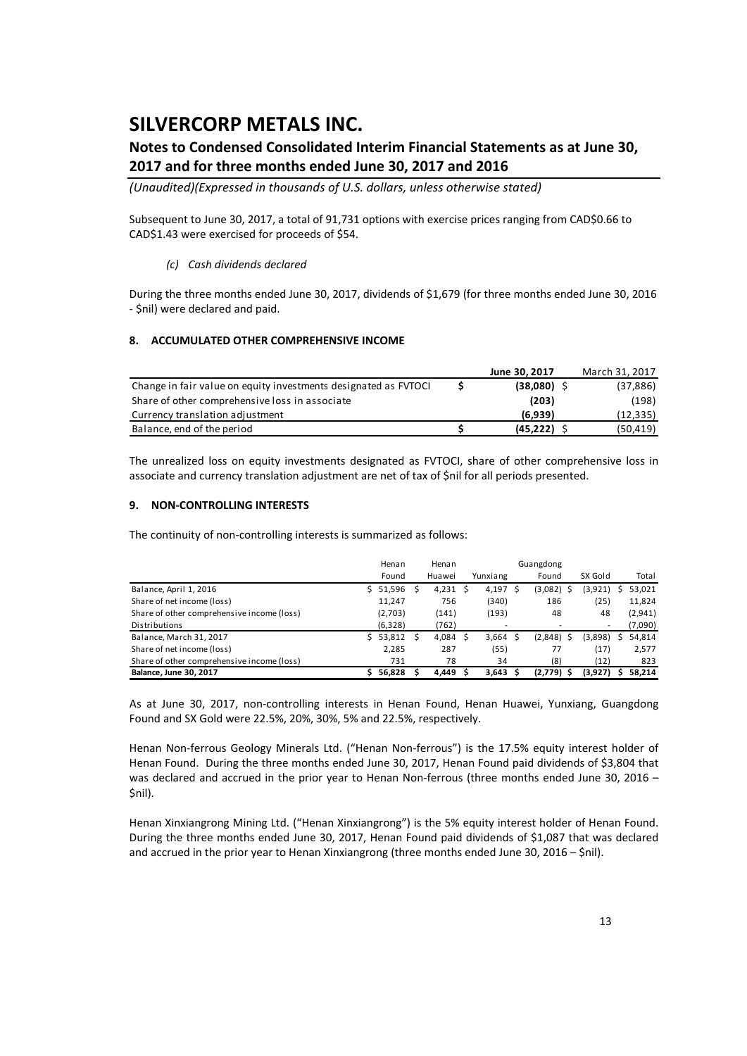Subsequent to June 30, 2017, a total of 91,731 options with exercise prices ranging from CAD$0.66 to CAD$1.43 were exercised for proceeds of $54.

*(c) Cash dividends declared*

During the three months ended June 30, 2017, dividends of $1,679 (for three months ended June 30, 2016 - $nil) were declared and paid.

## 8. ACCUMULATED OTHER COMPREHENSIVE INCOME

| | June 30, 2017 | March 31, 2017 |
|---|---|---|
| Change in fair value on equity investments designated as FVTOCI | $ **(38,080)** | $ (37,886) |
| Share of other comprehensive loss in associate | **(203)** | (198) |
| Currency translation adjustment | **(6,939)** | (12,335) |
| Balance, end of the period | $ **(45,222)** | $ (50,419) |

The unrealized loss on equity investments designated as FVTOCI, share of other comprehensive loss in associate and currency translation adjustment are net of tax of $nil for all periods presented.

## 9. NON-CONTROLLING INTERESTS

The continuity of non-controlling interests is summarized as follows:

| | Henan Found | Henan Huawei | Yunxiang | Guangdong Found | SX Gold | Total |
|---|---|---|---|---|---|---|
| Balance, April 1, 2016 | $ 51,596 | $ 4,231 | $ 4,197 | $ (3,082) | $ (3,921) | $ 53,021 |
| Share of net income (loss) | 11,247 | 756 | (340) | 186 | (25) | 11,824 |
| Share of other comprehensive income (loss) | (2,703) | (141) | (193) | 48 | 48 | (2,941) |
| Distributions | (6,328) | (762) | - | - | - | (7,090) |
| Balance, March 31, 2017 | $ 53,812 | $ 4,084 | $ 3,664 | $ (2,848) | $ (3,898) | $ 54,814 |
| Share of net income (loss) | 2,285 | 287 | (55) | 77 | (17) | 2,577 |
| Share of other comprehensive income (loss) | 731 | 78 | 34 | (8) | (12) | 823 |
| **Balance, June 30, 2017** | **$ 56,828** | **$ 4,449** | **$ 3,643** | **$ (2,779)** | **$ (3,927)** | **$ 58,214** |

As at June 30, 2017, non-controlling interests in Henan Found, Henan Huawei, Yunxiang, Guangdong Found and SX Gold were 22.5%, 20%, 30%, 5% and 22.5%, respectively.

Henan Non-ferrous Geology Minerals Ltd. ("Henan Non-ferrous") is the 17.5% equity interest holder of Henan Found. During the three months ended June 30, 2017, Henan Found paid dividends of $3,804 that was declared and accrued in the prior year to Henan Non-ferrous (three months ended June 30, 2016 – $nil).

Henan Xinxiangrong Mining Ltd. ("Henan Xinxiangrong") is the 5% equity interest holder of Henan Found. During the three months ended June 30, 2017, Henan Found paid dividends of $1,087 that was declared and accrued in the prior year to Henan Xinxiangrong (three months ended June 30, 2016 – $nil).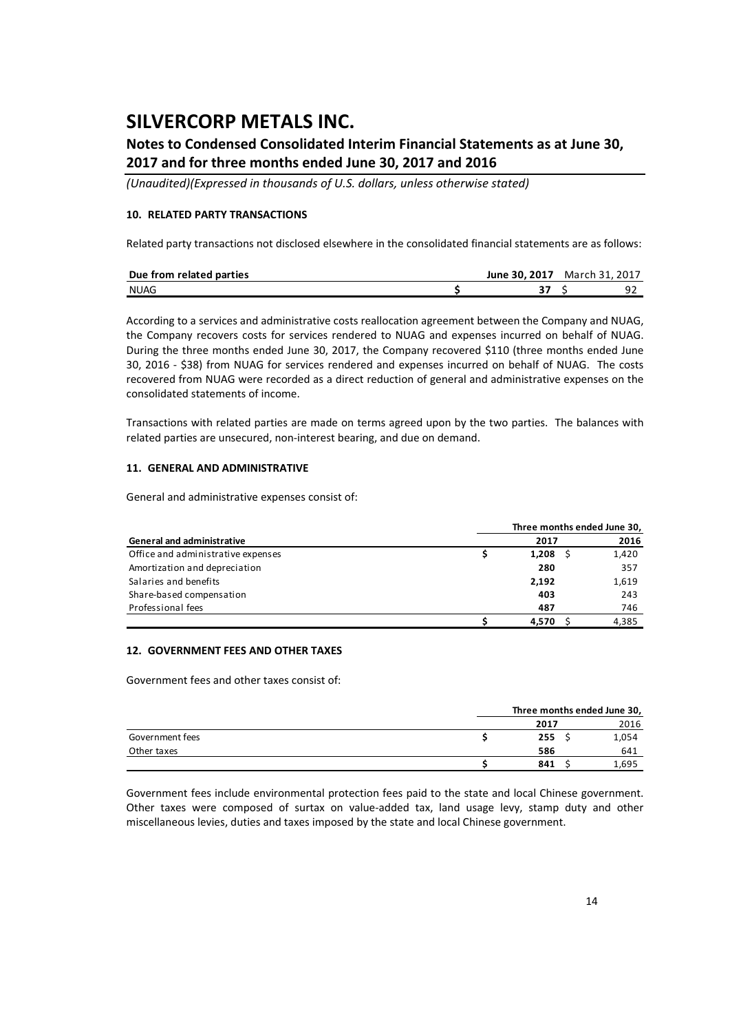# SILVERCORP METALS INC.

## Notes to Condensed Consolidated Interim Financial Statements as at June 30, 2017 and for three months ended June 30, 2017 and 2016

*(Unaudited)(Expressed in thousands of U.S. dollars, unless otherwise stated)*

### 10. RELATED PARTY TRANSACTIONS

Related party transactions not disclosed elsewhere in the consolidated financial statements are as follows:

| Due from related parties | June 30, 2017 | March 31, 2017 |
|---|---|---|
| NUAG | $ 37 | $ 92 |

According to a services and administrative costs reallocation agreement between the Company and NUAG, the Company recovers costs for services rendered to NUAG and expenses incurred on behalf of NUAG. During the three months ended June 30, 2017, the Company recovered $110 (three months ended June 30, 2016 - $38) from NUAG for services rendered and expenses incurred on behalf of NUAG. The costs recovered from NUAG were recorded as a direct reduction of general and administrative expenses on the consolidated statements of income.

Transactions with related parties are made on terms agreed upon by the two parties. The balances with related parties are unsecured, non-interest bearing, and due on demand.

### 11. GENERAL AND ADMINISTRATIVE

General and administrative expenses consist of:

| | Three months ended June 30, | |
|---|---|---|
| **General and administrative** | **2017** | **2016** |
| Office and administrative expenses | $ 1,208 | $ 1,420 |
| Amortization and depreciation | 280 | 357 |
| Salaries and benefits | 2,192 | 1,619 |
| Share-based compensation | 403 | 243 |
| Professional fees | 487 | 746 |
| | $ 4,570 | $ 4,385 |

### 12. GOVERNMENT FEES AND OTHER TAXES

Government fees and other taxes consist of:

| | Three months ended June 30, | |
|---|---|---|
| | **2017** | 2016 |
| Government fees | $ 255 | $ 1,054 |
| Other taxes | 586 | 641 |
| | $ 841 | $ 1,695 |

Government fees include environmental protection fees paid to the state and local Chinese government. Other taxes were composed of surtax on value-added tax, land usage levy, stamp duty and other miscellaneous levies, duties and taxes imposed by the state and local Chinese government.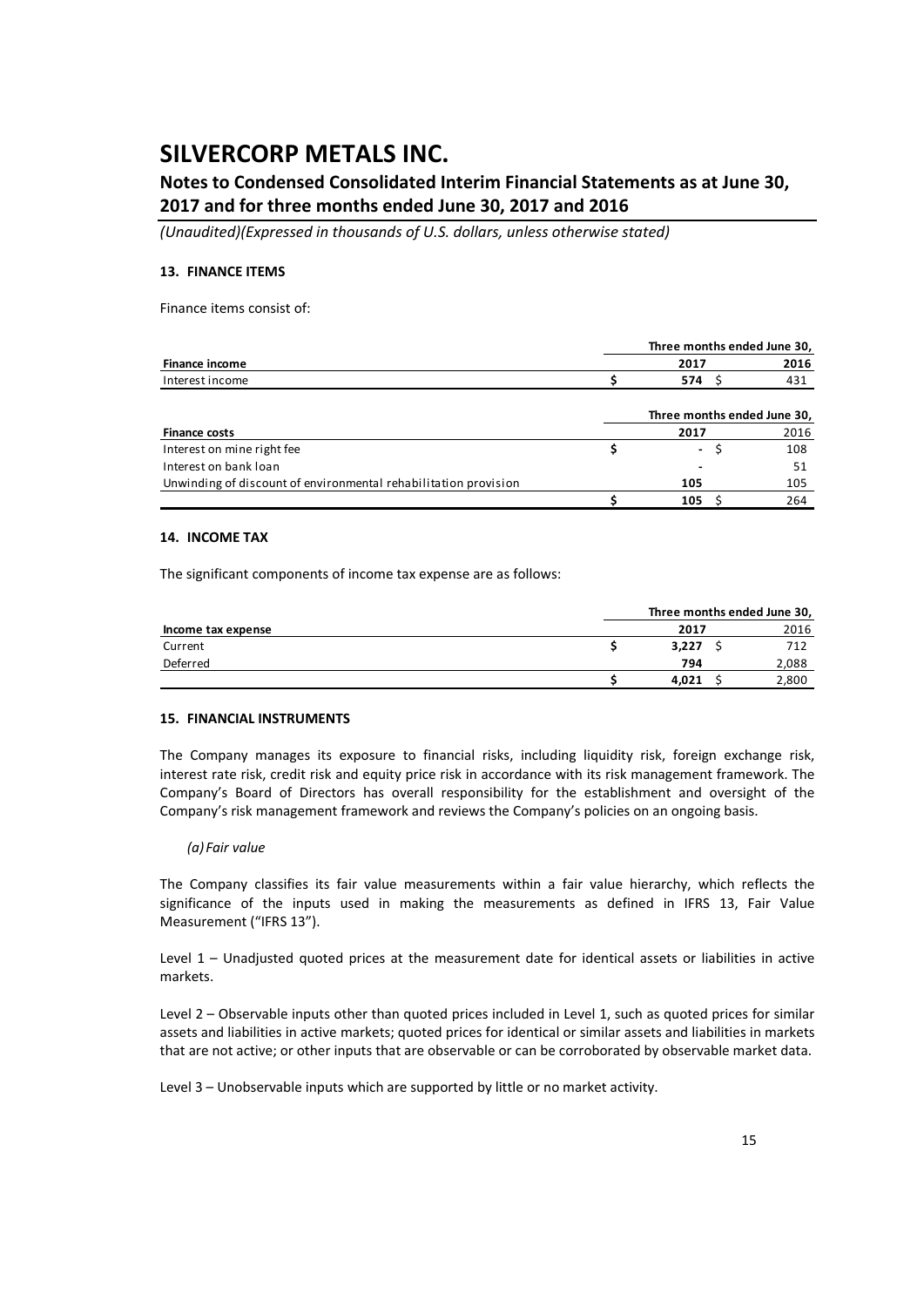# SILVERCORP METALS INC.

## Notes to Condensed Consolidated Interim Financial Statements as at June 30, 2017 and for three months ended June 30, 2017 and 2016

*(Unaudited)(Expressed in thousands of U.S. dollars, unless otherwise stated)*

### 13. FINANCE ITEMS

Finance items consist of:

| | Three months ended June 30, | |
|---|---|---|
| **Finance income** | **2017** | **2016** |
| Interest income | **$ 574** | $ 431 |

| | Three months ended June 30, | |
|---|---|---|
| **Finance costs** | **2017** | 2016 |
| Interest on mine right fee | **$ -** | $ 108 |
| Interest on bank loan | **-** | 51 |
| Unwinding of discount of environmental rehabilitation provision | **105** | 105 |
| | **$ 105** | $ 264 |

### 14. INCOME TAX

The significant components of income tax expense are as follows:

| | Three months ended June 30, | |
|---|---|---|
| **Income tax expense** | **2017** | 2016 |
| Current | **$ 3,227** | $ 712 |
| Deferred | **794** | 2,088 |
| | **$ 4,021** | $ 2,800 |

### 15. FINANCIAL INSTRUMENTS

The Company manages its exposure to financial risks, including liquidity risk, foreign exchange risk, interest rate risk, credit risk and equity price risk in accordance with its risk management framework. The Company's Board of Directors has overall responsibility for the establishment and oversight of the Company's risk management framework and reviews the Company's policies on an ongoing basis.

*(a) Fair value*

The Company classifies its fair value measurements within a fair value hierarchy, which reflects the significance of the inputs used in making the measurements as defined in IFRS 13, Fair Value Measurement ("IFRS 13").

Level 1 – Unadjusted quoted prices at the measurement date for identical assets or liabilities in active markets.

Level 2 – Observable inputs other than quoted prices included in Level 1, such as quoted prices for similar assets and liabilities in active markets; quoted prices for identical or similar assets and liabilities in markets that are not active; or other inputs that are observable or can be corroborated by observable market data.

Level 3 – Unobservable inputs which are supported by little or no market activity.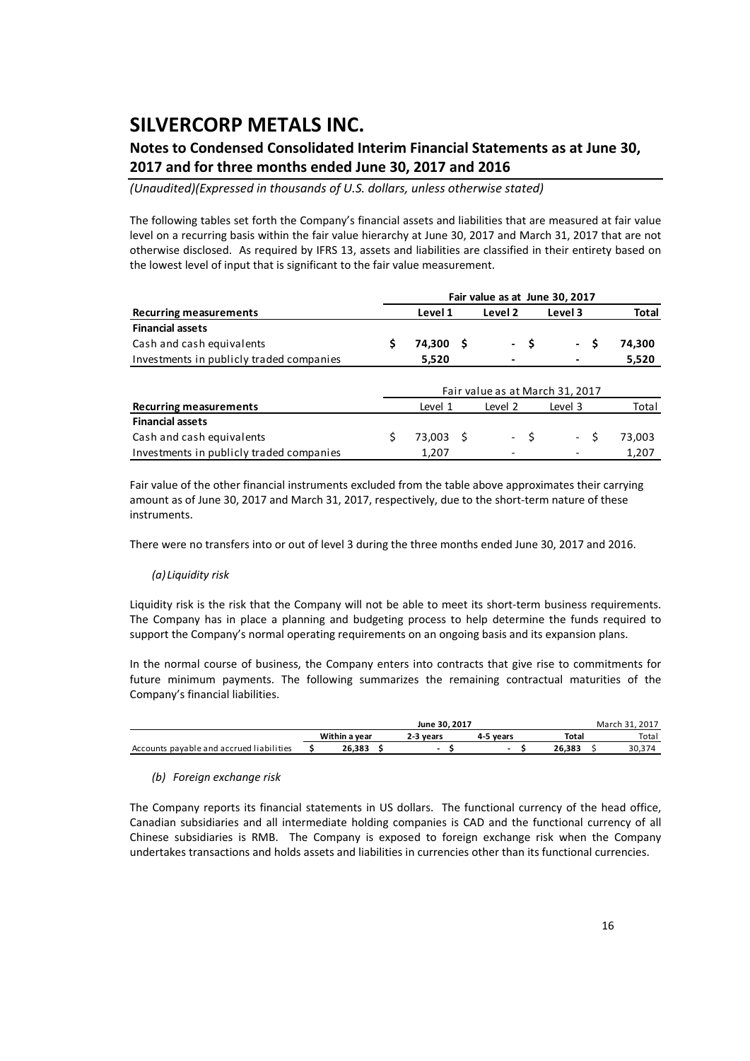The following tables set forth the Company's financial assets and liabilities that are measured at fair value level on a recurring basis within the fair value hierarchy at June 30, 2017 and March 31, 2017 that are not otherwise disclosed. As required by IFRS 13, assets and liabilities are classified in their entirety based on the lowest level of input that is significant to the fair value measurement.

| | Fair value as at June 30, 2017 | | | |
|---|---|---|---|---|
| **Recurring measurements** | **Level 1** | **Level 2** | **Level 3** | **Total** |
| **Financial assets** | | | | |
| Cash and cash equivalents | $ 74,300 | $ - | $ - | $ 74,300 |
| Investments in publicly traded companies | 5,520 | - | - | 5,520 |

| | Fair value as at March 31, 2017 | | | |
|---|---|---|---|---|
| **Recurring measurements** | Level 1 | Level 2 | Level 3 | Total |
| **Financial assets** | | | | |
| Cash and cash equivalents | $ 73,003 | $ - | $ - | $ 73,003 |
| Investments in publicly traded companies | 1,207 | - | - | 1,207 |

Fair value of the other financial instruments excluded from the table above approximates their carrying amount as of June 30, 2017 and March 31, 2017, respectively, due to the short-term nature of these instruments.

There were no transfers into or out of level 3 during the three months ended June 30, 2017 and 2016.

*(a) Liquidity risk*

Liquidity risk is the risk that the Company will not be able to meet its short-term business requirements. The Company has in place a planning and budgeting process to help determine the funds required to support the Company's normal operating requirements on an ongoing basis and its expansion plans.

In the normal course of business, the Company enters into contracts that give rise to commitments for future minimum payments. The following summarizes the remaining contractual maturities of the Company's financial liabilities.

| | June 30, 2017 | | | | March 31, 2017 |
|---|---|---|---|---|---|
| | **Within a year** | **2-3 years** | **4-5 years** | **Total** | Total |
| Accounts payable and accrued liabilities | $ 26,383 | $ - | $ - | $ 26,383 | $ 30,374 |

*(b) Foreign exchange risk*

The Company reports its financial statements in US dollars. The functional currency of the head office, Canadian subsidiaries and all intermediate holding companies is CAD and the functional currency of all Chinese subsidiaries is RMB. The Company is exposed to foreign exchange risk when the Company undertakes transactions and holds assets and liabilities in currencies other than its functional currencies.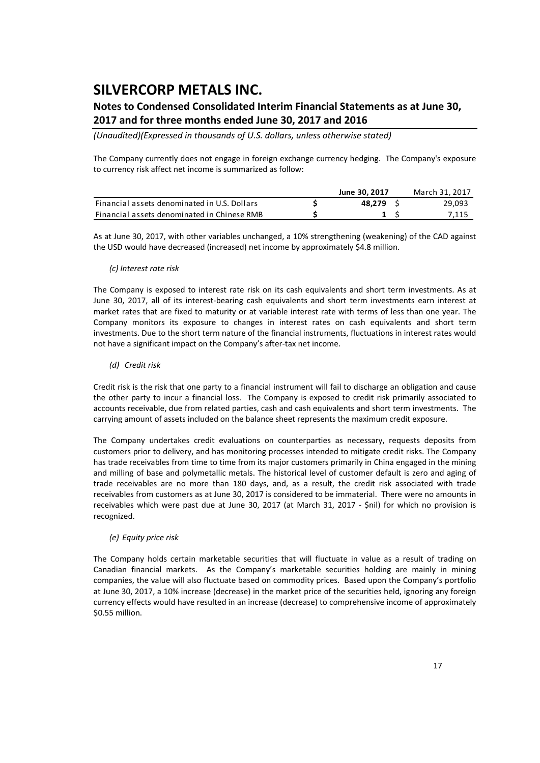The Company currently does not engage in foreign exchange currency hedging. The Company's exposure to currency risk affect net income is summarized as follow:

| | June 30, 2017 | March 31, 2017 |
|---|---|---|
| Financial assets denominated in U.S. Dollars | $ **48,279** | $ 29,093 |
| Financial assets denominated in Chinese RMB | $ **1** | $ 7,115 |

As at June 30, 2017, with other variables unchanged, a 10% strengthening (weakening) of the CAD against the USD would have decreased (increased) net income by approximately $4.8 million.

*(c) Interest rate risk*

The Company is exposed to interest rate risk on its cash equivalents and short term investments. As at June 30, 2017, all of its interest-bearing cash equivalents and short term investments earn interest at market rates that are fixed to maturity or at variable interest rate with terms of less than one year. The Company monitors its exposure to changes in interest rates on cash equivalents and short term investments. Due to the short term nature of the financial instruments, fluctuations in interest rates would not have a significant impact on the Company's after-tax net income.

*(d) Credit risk*

Credit risk is the risk that one party to a financial instrument will fail to discharge an obligation and cause the other party to incur a financial loss. The Company is exposed to credit risk primarily associated to accounts receivable, due from related parties, cash and cash equivalents and short term investments. The carrying amount of assets included on the balance sheet represents the maximum credit exposure.

The Company undertakes credit evaluations on counterparties as necessary, requests deposits from customers prior to delivery, and has monitoring processes intended to mitigate credit risks. The Company has trade receivables from time to time from its major customers primarily in China engaged in the mining and milling of base and polymetallic metals. The historical level of customer default is zero and aging of trade receivables are no more than 180 days, and, as a result, the credit risk associated with trade receivables from customers as at June 30, 2017 is considered to be immaterial. There were no amounts in receivables which were past due at June 30, 2017 (at March 31, 2017 - $nil) for which no provision is recognized.

*(e) Equity price risk*

The Company holds certain marketable securities that will fluctuate in value as a result of trading on Canadian financial markets. As the Company's marketable securities holding are mainly in mining companies, the value will also fluctuate based on commodity prices. Based upon the Company's portfolio at June 30, 2017, a 10% increase (decrease) in the market price of the securities held, ignoring any foreign currency effects would have resulted in an increase (decrease) to comprehensive income of approximately $0.55 million.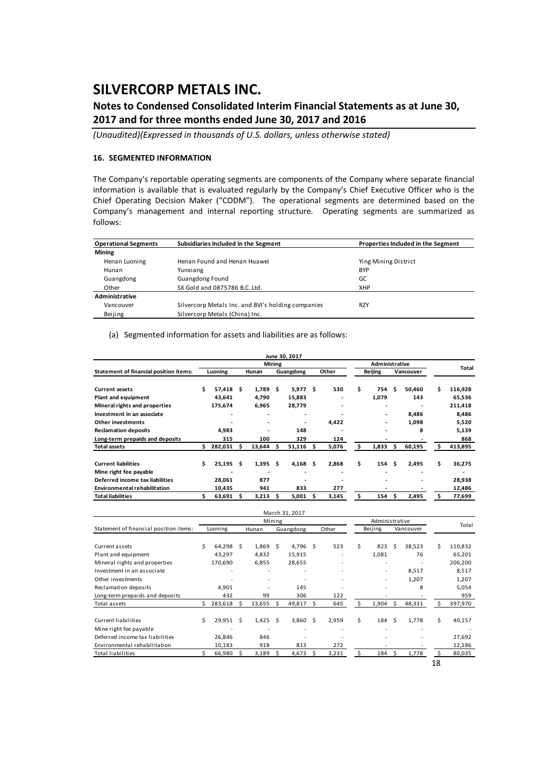# SILVERCORP METALS INC.

## Notes to Condensed Consolidated Interim Financial Statements as at June 30, 2017 and for three months ended June 30, 2017 and 2016

*(Unaudited)(Expressed in thousands of U.S. dollars, unless otherwise stated)*

### 16. SEGMENTED INFORMATION

The Company's reportable operating segments are components of the Company where separate financial information is available that is evaluated regularly by the Company's Chief Executive Officer who is the Chief Operating Decision Maker ("CODM"). The operational segments are determined based on the Company's management and internal reporting structure. Operating segments are summarized as follows:

| Operational Segments | Subsidiaries Included in the Segment | Properties Included in the Segment |
|---|---|---|
| **Mining** | | |
| Henan Luoning | Henan Found and Henan Huawei | Ying Mining District |
| Hunan | Yunxiang | BYP |
| Guangdong | Guangdong Found | GC |
| Other | SX Gold and 0875786 B.C. Ltd. | XHP |
| **Administrative** | | |
| Vancouver | Silvercorp Metals Inc. and BVI's holding companies | RZY |
| Beijing | Silvercorp Metals (China) Inc. | |

(a) Segmented information for assets and liabilities are as follows:

| June 30, 2017 | Mining | | | | Administrative | | Total |
|---|---|---|---|---|---|---|---|
| **Statement of financial position items:** | **Luoning** | **Hunan** | **Guangdong** | **Other** | **Beijing** | **Vancouver** | |
| **Current assets** | $ 57,418 | $ 1,789 | $ 5,977 | $ 530 | $ 754 | $ 50,460 | $ 116,928 |
| **Plant and equipment** | 43,641 | 4,790 | 15,883 | - | 1,079 | 143 | 65,536 |
| **Mineral rights and properties** | 175,674 | 6,965 | 28,779 | - | - | - | 211,418 |
| **Investment in an associate** | - | - | - | - | - | 8,486 | 8,486 |
| **Other investments** | - | - | - | 4,422 | - | 1,098 | 5,520 |
| **Reclamation deposits** | 4,983 | - | 148 | - | - | 8 | 5,139 |
| **Long-term prepaids and deposits** | 315 | 100 | 329 | 124 | - | - | 868 |
| **Total assets** | $ 282,031 | $ 13,644 | $ 51,116 | $ 5,076 | $ 1,833 | $ 60,195 | $ 413,895 |
| **Current liabilities** | $ 25,195 | $ 1,395 | $ 4,168 | $ 2,868 | $ 154 | $ 2,495 | $ 36,275 |
| **Mine right fee payable** | - | - | - | - | - | - | - |
| **Deferred income tax liabilities** | 28,061 | 877 | - | - | - | - | 28,938 |
| **Environmental rehabilitation** | 10,435 | 941 | 833 | 277 | - | - | 12,486 |
| **Total liabilities** | $ 63,691 | $ 3,213 | $ 5,001 | $ 3,145 | $ 154 | $ 2,495 | $ 77,699 |

| March 31, 2017 | Mining | | | | Administrative | | Total |
|---|---|---|---|---|---|---|---|
| Statement of financial position items: | Luoning | Hunan | Guangdong | Other | Beijing | Vancouver | |
| Current assets | $ 64,298 | $ 1,869 | $ 4,796 | $ 523 | $ 823 | $ 38,523 | $ 110,832 |
| Plant and equipment | 43,297 | 4,832 | 15,915 | - | 1,081 | 76 | 65,201 |
| Mineral rights and properties | 170,690 | 6,855 | 28,655 | - | - | - | 206,200 |
| Investment in an associate | - | - | - | - | - | 8,517 | 8,517 |
| Other investments | - | - | - | - | - | 1,207 | 1,207 |
| Reclamation deposits | 4,901 | - | 145 | - | - | 8 | 5,054 |
| Long-term prepaids and deposits | 432 | 99 | 306 | 122 | - | - | 959 |
| Total assets | $ 283,618 | $ 13,655 | $ 49,817 | $ 645 | $ 1,904 | $ 48,331 | $ 397,970 |
| Current liabilities | $ 29,951 | $ 1,425 | $ 3,860 | $ 2,959 | $ 184 | $ 1,778 | $ 40,157 |
| Mine right fee payable | - | - | - | - | - | - | - |
| Deferred income tax liabilities | 26,846 | 846 | - | - | - | - | 27,692 |
| Environmental rehabilitation | 10,183 | 918 | 813 | 272 | - | - | 12,186 |
| Total liabilities | $ 66,980 | $ 3,189 | $ 4,673 | $ 3,231 | $ 184 | $ 1,778 | $ 80,035 |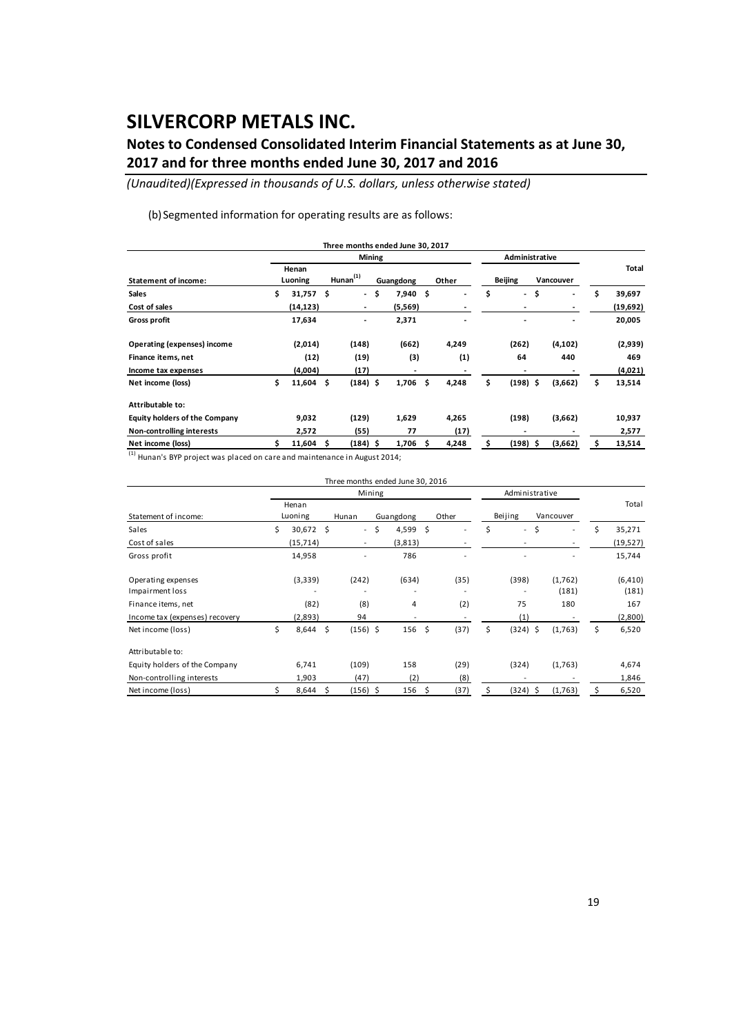# SILVERCORP METALS INC.

## Notes to Condensed Consolidated Interim Financial Statements as at June 30, 2017 and for three months ended June 30, 2017 and 2016

*(Unaudited)(Expressed in thousands of U.S. dollars, unless otherwise stated)*

(b) Segmented information for operating results are as follows:

| Three months ended June 30, 2017 | | | | | | | |
|---|---|---|---|---|---|---|---|
| | Mining | | | | Administrative | | |
| **Statement of income:** | **Henan Luoning** | **Hunan[(1)]** | **Guangdong** | **Other** | **Beijing** | **Vancouver** | **Total** |
| **Sales** | **$ 31,757** | **$ -** | **$ 7,940** | **$ -** | **$ -** | **$ -** | **$ 39,697** |
| **Cost of sales** | **(14,123)** | **-** | **(5,569)** | **-** | **-** | **-** | **(19,692)** |
| **Gross profit** | **17,634** | **-** | **2,371** | **-** | **-** | **-** | **20,005** |
| **Operating (expenses) income** | **(2,014)** | **(148)** | **(662)** | **4,249** | **(262)** | **(4,102)** | **(2,939)** |
| **Finance items, net** | **(12)** | **(19)** | **(3)** | **(1)** | **64** | **440** | **469** |
| **Income tax expenses** | **(4,004)** | **(17)** | **-** | **-** | **-** | **-** | **(4,021)** |
| **Net income (loss)** | **$ 11,604** | **$ (184)** | **$ 1,706** | **$ 4,248** | **$ (198)** | **$ (3,662)** | **$ 13,514** |
| **Attributable to:** | | | | | | | |
| **Equity holders of the Company** | **9,032** | **(129)** | **1,629** | **4,265** | **(198)** | **(3,662)** | **10,937** |
| **Non-controlling interests** | **2,572** | **(55)** | **77** | **(17)** | **-** | **-** | **2,577** |
| **Net income (loss)** | **$ 11,604** | **$ (184)** | **$ 1,706** | **$ 4,248** | **$ (198)** | **$ (3,662)** | **$ 13,514** |

[(1)] Hunan's BYP project was placed on care and maintenance in August 2014;

| Three months ended June 30, 2016 | | | | | | | |
|---|---|---|---|---|---|---|---|
| | Mining | | | | Administrative | | |
| Statement of income: | Henan Luoning | Hunan | Guangdong | Other | Beijing | Vancouver | Total |
| Sales | $ 30,672 | $ - | $ 4,599 | $ - | $ - | $ - | $ 35,271 |
| Cost of sales | (15,714) | - | (3,813) | - | - | - | (19,527) |
| Gross profit | 14,958 | - | 786 | - | - | - | 15,744 |
| Operating expenses | (3,339) | (242) | (634) | (35) | (398) | (1,762) | (6,410) |
| Impairment loss | - | - | - | - | - | (181) | (181) |
| Finance items, net | (82) | (8) | 4 | (2) | 75 | 180 | 167 |
| Income tax (expenses) recovery | (2,893) | 94 | - | - | (1) | - | (2,800) |
| Net income (loss) | $ 8,644 | $ (156) | $ 156 | $ (37) | $ (324) | $ (1,763) | $ 6,520 |
| Attributable to: | | | | | | | |
| Equity holders of the Company | 6,741 | (109) | 158 | (29) | (324) | (1,763) | 4,674 |
| Non-controlling interests | 1,903 | (47) | (2) | (8) | - | - | 1,846 |
| Net income (loss) | $ 8,644 | $ (156) | $ 156 | $ (37) | $ (324) | $ (1,763) | $ 6,520 |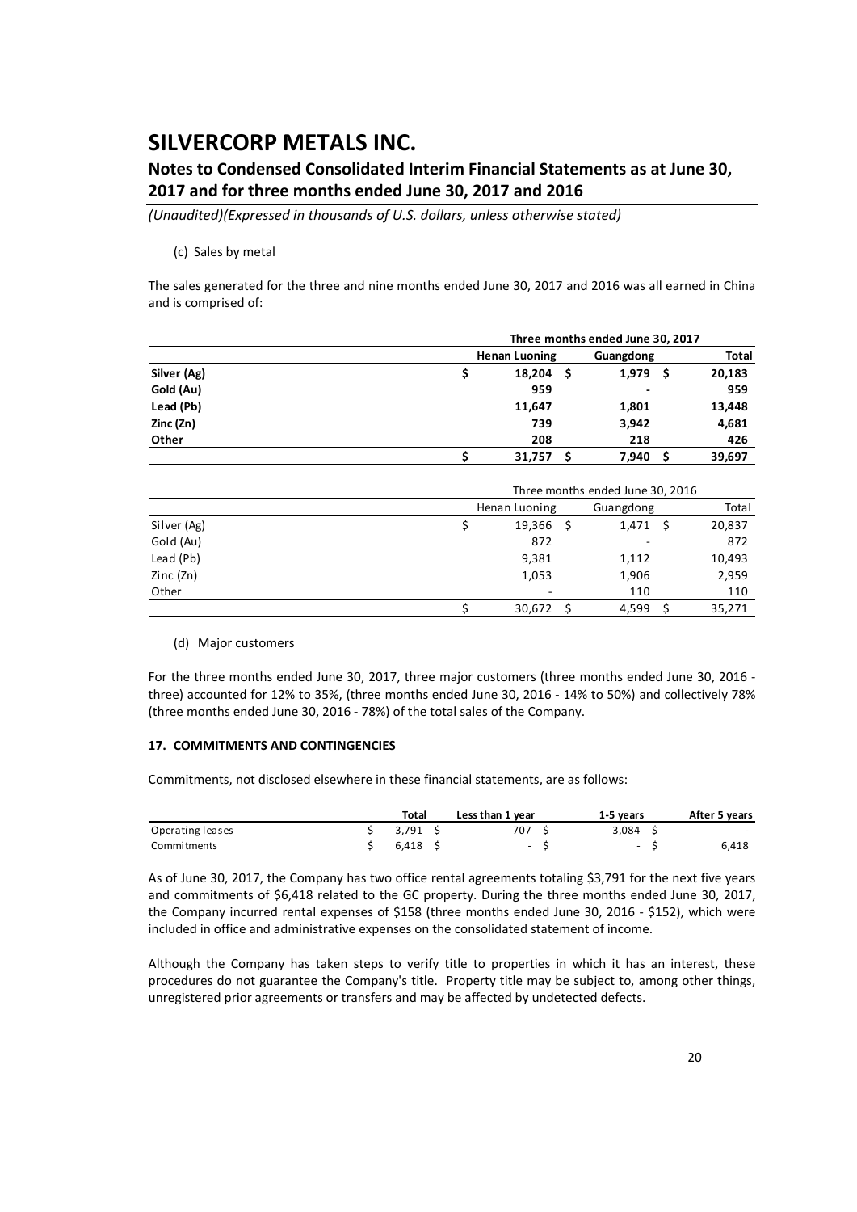(c) Sales by metal

The sales generated for the three and nine months ended June 30, 2017 and 2016 was all earned in China and is comprised of:

| | Three months ended June 30, 2017 | | |
|---|---|---|---|
| | **Henan Luoning** | **Guangdong** | **Total** |
| **Silver (Ag)** | **$ 18,204** | **$ 1,979** | **$ 20,183** |
| **Gold (Au)** | **959** | **-** | **959** |
| **Lead (Pb)** | **11,647** | **1,801** | **13,448** |
| **Zinc (Zn)** | **739** | **3,942** | **4,681** |
| **Other** | **208** | **218** | **426** |
| | **$ 31,757** | **$ 7,940** | **$ 39,697** |

| | Three months ended June 30, 2016 | | |
|---|---|---|---|
| | Henan Luoning | Guangdong | Total |
| Silver (Ag) | $ 19,366 | $ 1,471 | $ 20,837 |
| Gold (Au) | 872 | - | 872 |
| Lead (Pb) | 9,381 | 1,112 | 10,493 |
| Zinc (Zn) | 1,053 | 1,906 | 2,959 |
| Other | - | 110 | 110 |
| | $ 30,672 | $ 4,599 | $ 35,271 |

(d) Major customers

For the three months ended June 30, 2017, three major customers (three months ended June 30, 2016 - three) accounted for 12% to 35%, (three months ended June 30, 2016 - 14% to 50%) and collectively 78% (three months ended June 30, 2016 - 78%) of the total sales of the Company.

### 17. COMMITMENTS AND CONTINGENCIES

Commitments, not disclosed elsewhere in these financial statements, are as follows:

| | Total | Less than 1 year | 1-5 years | After 5 years |
|---|---|---|---|---|
| Operating leases | $ 3,791 | $ 707 | $ 3,084 | $ - |
| Commitments | $ 6,418 | $ - | $ - | $ 6,418 |

As of June 30, 2017, the Company has two office rental agreements totaling $3,791 for the next five years and commitments of $6,418 related to the GC property. During the three months ended June 30, 2017, the Company incurred rental expenses of $158 (three months ended June 30, 2016 - $152), which were included in office and administrative expenses on the consolidated statement of income.

Although the Company has taken steps to verify title to properties in which it has an interest, these procedures do not guarantee the Company's title. Property title may be subject to, among other things, unregistered prior agreements or transfers and may be affected by undetected defects.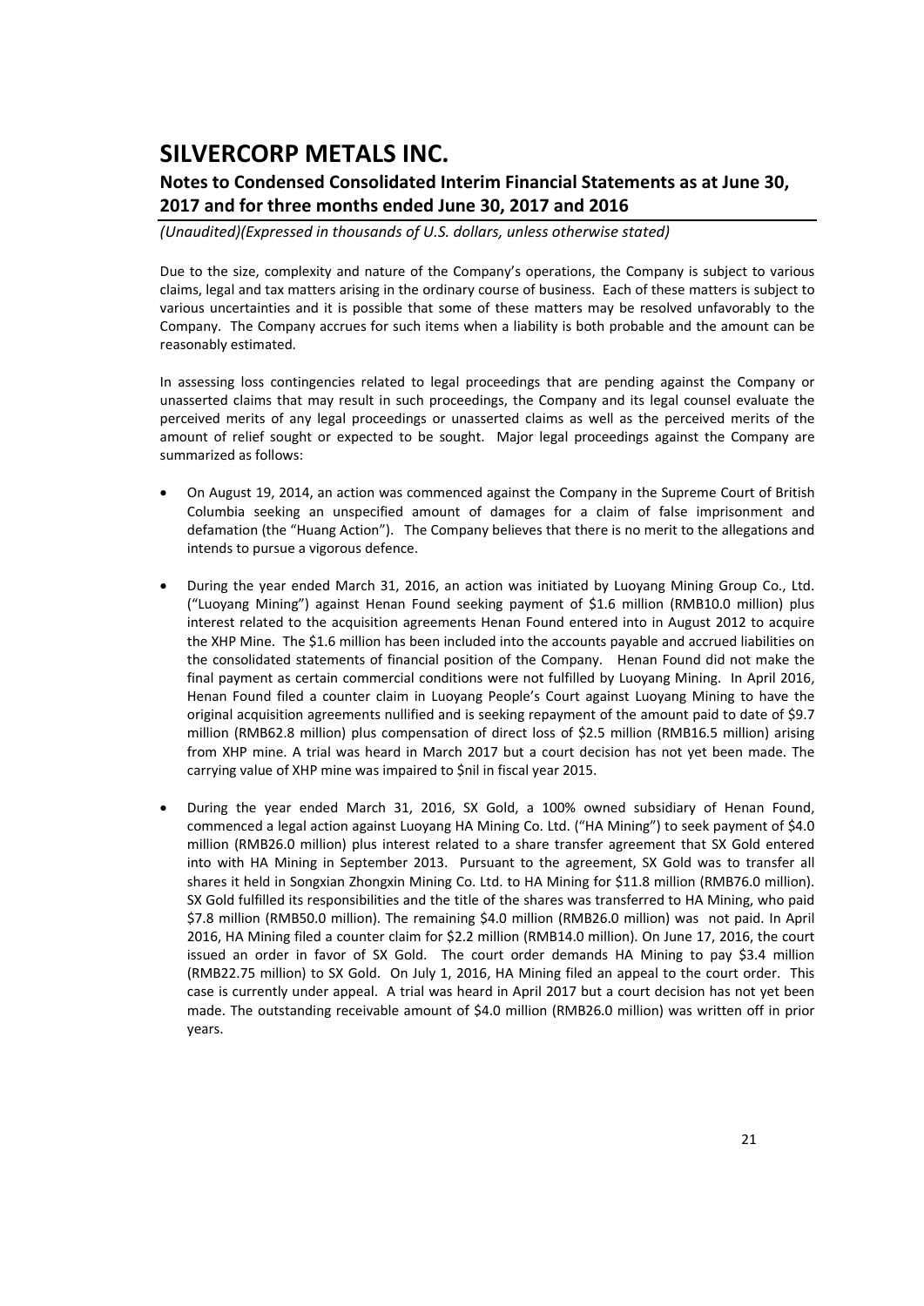Due to the size, complexity and nature of the Company's operations, the Company is subject to various claims, legal and tax matters arising in the ordinary course of business. Each of these matters is subject to various uncertainties and it is possible that some of these matters may be resolved unfavorably to the Company. The Company accrues for such items when a liability is both probable and the amount can be reasonably estimated.

In assessing loss contingencies related to legal proceedings that are pending against the Company or unasserted claims that may result in such proceedings, the Company and its legal counsel evaluate the perceived merits of any legal proceedings or unasserted claims as well as the perceived merits of the amount of relief sought or expected to be sought. Major legal proceedings against the Company are summarized as follows:

- On August 19, 2014, an action was commenced against the Company in the Supreme Court of British Columbia seeking an unspecified amount of damages for a claim of false imprisonment and defamation (the "Huang Action"). The Company believes that there is no merit to the allegations and intends to pursue a vigorous defence.

- During the year ended March 31, 2016, an action was initiated by Luoyang Mining Group Co., Ltd. ("Luoyang Mining") against Henan Found seeking payment of $1.6 million (RMB10.0 million) plus interest related to the acquisition agreements Henan Found entered into in August 2012 to acquire the XHP Mine. The $1.6 million has been included into the accounts payable and accrued liabilities on the consolidated statements of financial position of the Company. Henan Found did not make the final payment as certain commercial conditions were not fulfilled by Luoyang Mining. In April 2016, Henan Found filed a counter claim in Luoyang People's Court against Luoyang Mining to have the original acquisition agreements nullified and is seeking repayment of the amount paid to date of $9.7 million (RMB62.8 million) plus compensation of direct loss of $2.5 million (RMB16.5 million) arising from XHP mine. A trial was heard in March 2017 but a court decision has not yet been made. The carrying value of XHP mine was impaired to $nil in fiscal year 2015.

- During the year ended March 31, 2016, SX Gold, a 100% owned subsidiary of Henan Found, commenced a legal action against Luoyang HA Mining Co. Ltd. ("HA Mining") to seek payment of $4.0 million (RMB26.0 million) plus interest related to a share transfer agreement that SX Gold entered into with HA Mining in September 2013. Pursuant to the agreement, SX Gold was to transfer all shares it held in Songxian Zhongxin Mining Co. Ltd. to HA Mining for $11.8 million (RMB76.0 million). SX Gold fulfilled its responsibilities and the title of the shares was transferred to HA Mining, who paid $7.8 million (RMB50.0 million). The remaining $4.0 million (RMB26.0 million) was not paid. In April 2016, HA Mining filed a counter claim for $2.2 million (RMB14.0 million). On June 17, 2016, the court issued an order in favor of SX Gold. The court order demands HA Mining to pay $3.4 million (RMB22.75 million) to SX Gold. On July 1, 2016, HA Mining filed an appeal to the court order. This case is currently under appeal. A trial was heard in April 2017 but a court decision has not yet been made. The outstanding receivable amount of $4.0 million (RMB26.0 million) was written off in prior years.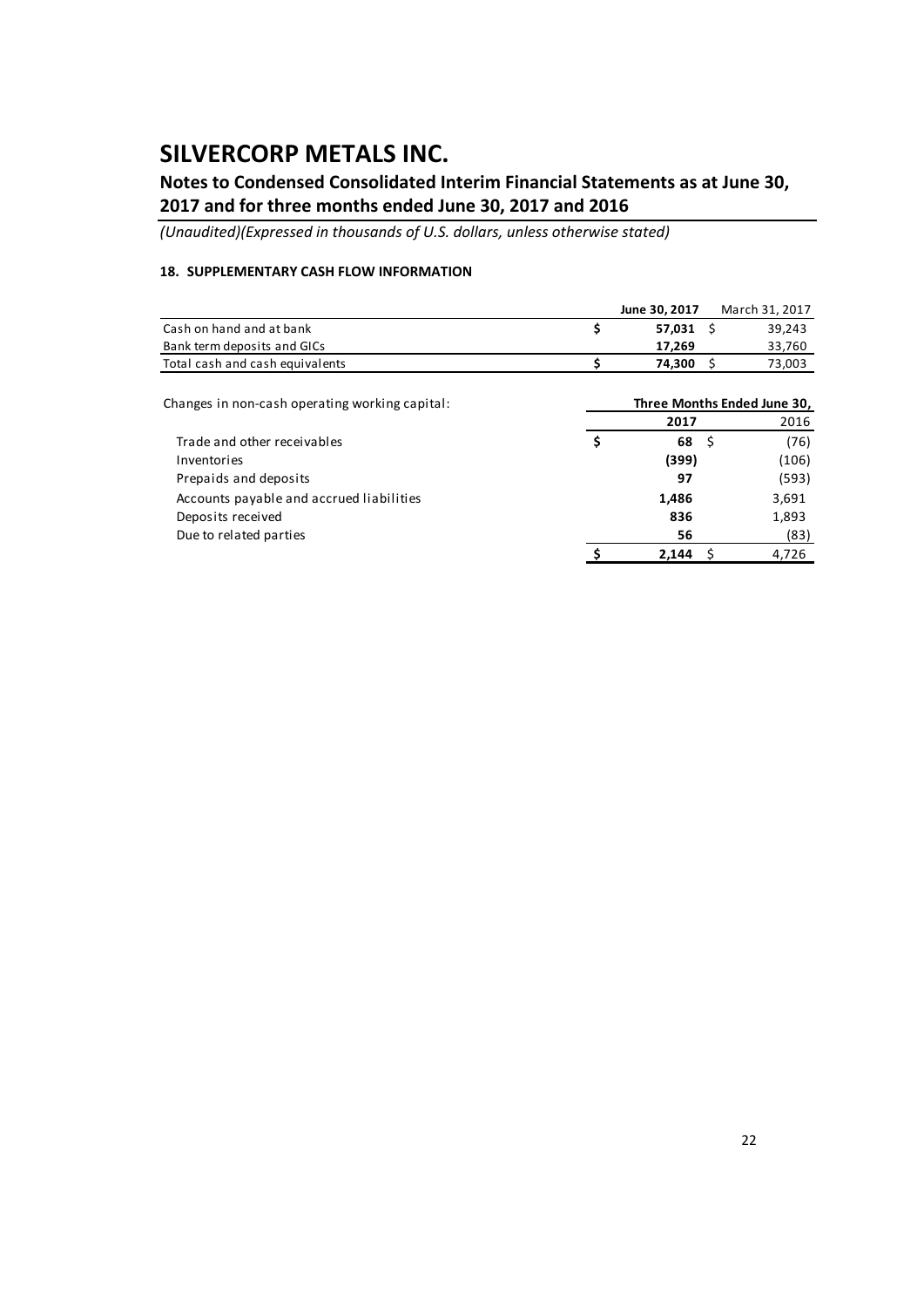# SILVERCORP METALS INC.

## Notes to Condensed Consolidated Interim Financial Statements as at June 30, 2017 and for three months ended June 30, 2017 and 2016

*(Unaudited)(Expressed in thousands of U.S. dollars, unless otherwise stated)*

### 18. SUPPLEMENTARY CASH FLOW INFORMATION

| | | June 30, 2017 | | March 31, 2017 |
|---|---|---|---|---|
| Cash on hand and at bank | $ | **57,031** | $ | 39,243 |
| Bank term deposits and GICs | | **17,269** | | 33,760 |
| Total cash and cash equivalents | $ | **74,300** | $ | 73,003 |

| Changes in non-cash operating working capital: | Three Months Ended June 30, | | | |
|---|---|---|---|---|
| | | **2017** | | 2016 |
| Trade and other receivables | $ | **68** | $ | (76) |
| Inventories | | **(399)** | | (106) |
| Prepaids and deposits | | **97** | | (593) |
| Accounts payable and accrued liabilities | | **1,486** | | 3,691 |
| Deposits received | | **836** | | 1,893 |
| Due to related parties | | **56** | | (83) |
| | $ | **2,144** | $ | 4,726 |